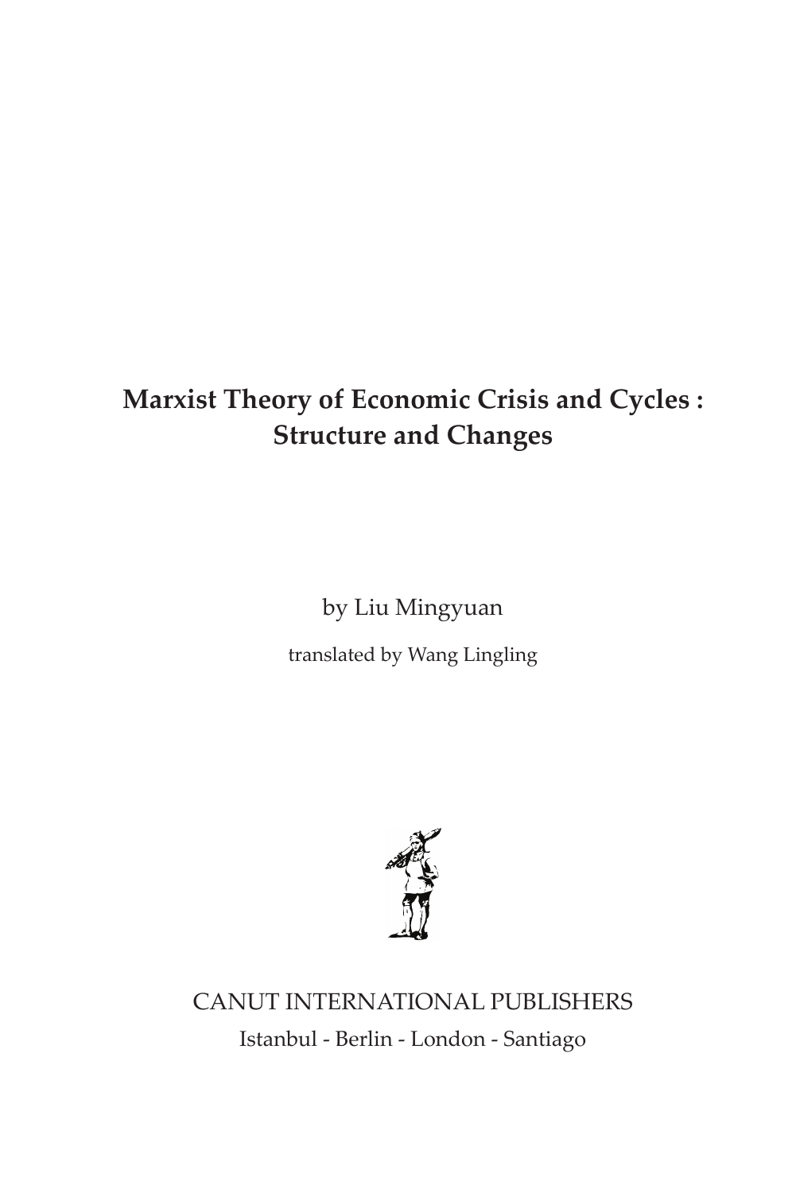# Marxist Theory of Economic Crisis and Cycles : Structure and Changes

by Liu Mingyuan

translated by Wang Lingling

CANUT INTERNATIONAL PUBLISHERS

Istanbul - Berlin - London - Santiago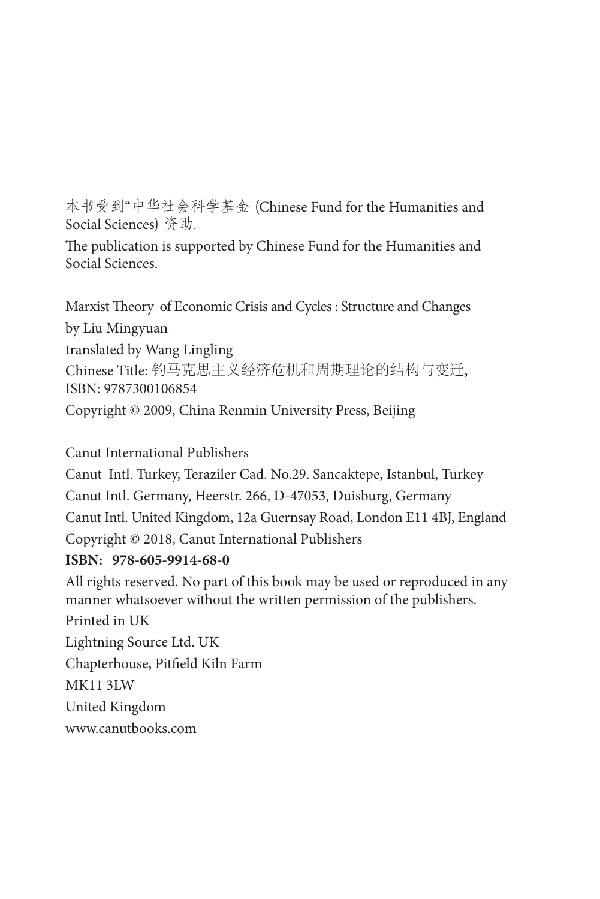本书受到"中华社会科学基金 (Chinese Fund for the Humanities and Social Sciences) 资助.

The publication is supported by Chinese Fund for the Humanities and Social Sciences.

Marxist Theory of Economic Crisis and Cycles : Structure and Changes

by Liu Mingyuan

translated by Wang Lingling

Chinese Title: 钓马克思主义经济危机和周期理论的结构与变迁, ISBN: 9787300106854

Copyright © 2009, China Renmin University Press, Beijing

Canut International Publishers

Canut Intl. Turkey, Teraziler Cad. No.29. Sancaktepe, Istanbul, Turkey

Canut Intl. Germany, Heerstr. 266, D-47053, Duisburg, Germany

Canut Intl. United Kingdom, 12a Guernsay Road, London E11 4BJ, England

Copyright © 2018, Canut International Publishers

**ISBN: 978-605-9914-68-0**

All rights reserved. No part of this book may be used or reproduced in any manner whatsoever without the written permission of the publishers.

Printed in UK

Lightning Source Ltd. UK

Chapterhouse, Pitfield Kiln Farm

MK11 3LW

United Kingdom

www.canutbooks.com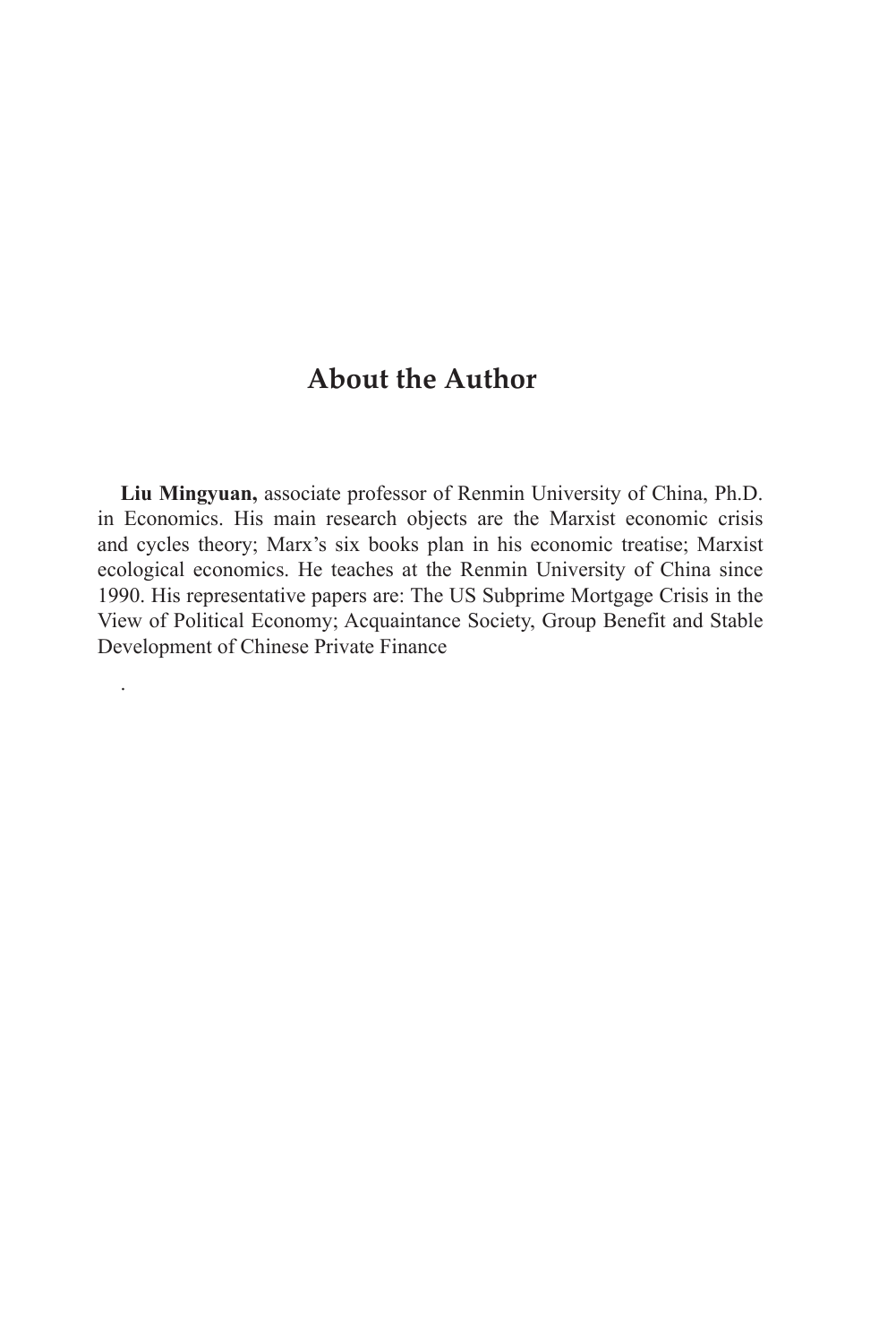# About the Author

**Liu Mingyuan,** associate professor of Renmin University of China, Ph.D. in Economics. His main research objects are the Marxist economic crisis and cycles theory; Marx's six books plan in his economic treatise; Marxist ecological economics. He teaches at the Renmin University of China since 1990. His representative papers are: The US Subprime Mortgage Crisis in the View of Political Economy; Acquaintance Society, Group Benefit and Stable Development of Chinese Private Finance

.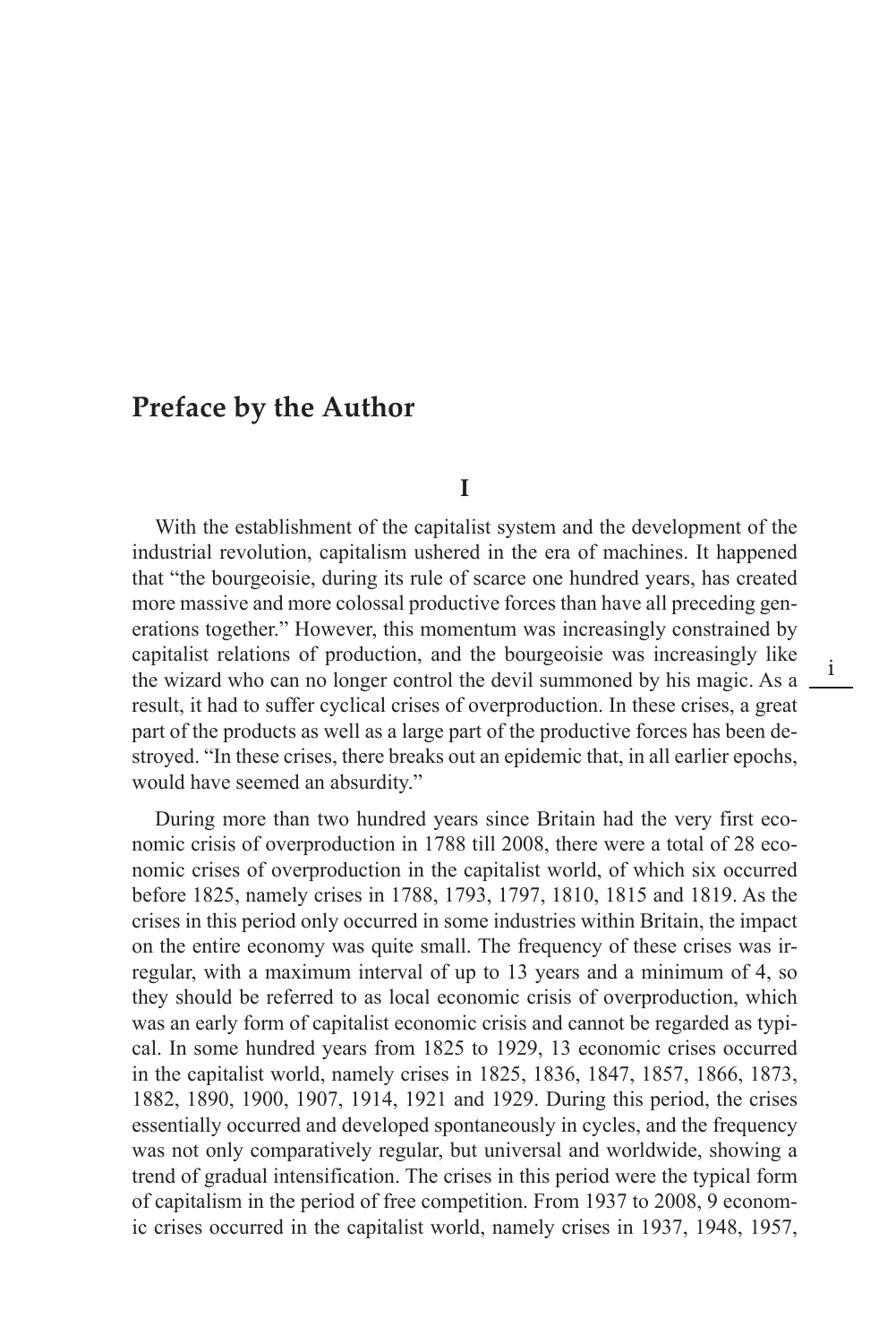## Preface by the Author

### I

With the establishment of the capitalist system and the development of the industrial revolution, capitalism ushered in the era of machines. It happened that "the bourgeoisie, during its rule of scarce one hundred years, has created more massive and more colossal productive forces than have all preceding generations together." However, this momentum was increasingly constrained by capitalist relations of production, and the bourgeoisie was increasingly like the wizard who can no longer control the devil summoned by his magic. As a result, it had to suffer cyclical crises of overproduction. In these crises, a great part of the products as well as a large part of the productive forces has been destroyed. "In these crises, there breaks out an epidemic that, in all earlier epochs, would have seemed an absurdity."

During more than two hundred years since Britain had the very first economic crisis of overproduction in 1788 till 2008, there were a total of 28 economic crises of overproduction in the capitalist world, of which six occurred before 1825, namely crises in 1788, 1793, 1797, 1810, 1815 and 1819. As the crises in this period only occurred in some industries within Britain, the impact on the entire economy was quite small. The frequency of these crises was irregular, with a maximum interval of up to 13 years and a minimum of 4, so they should be referred to as local economic crisis of overproduction, which was an early form of capitalist economic crisis and cannot be regarded as typical. In some hundred years from 1825 to 1929, 13 economic crises occurred in the capitalist world, namely crises in 1825, 1836, 1847, 1857, 1866, 1873, 1882, 1890, 1900, 1907, 1914, 1921 and 1929. During this period, the crises essentially occurred and developed spontaneously in cycles, and the frequency was not only comparatively regular, but universal and worldwide, showing a trend of gradual intensification. The crises in this period were the typical form of capitalism in the period of free competition. From 1937 to 2008, 9 economic crises occurred in the capitalist world, namely crises in 1937, 1948, 1957,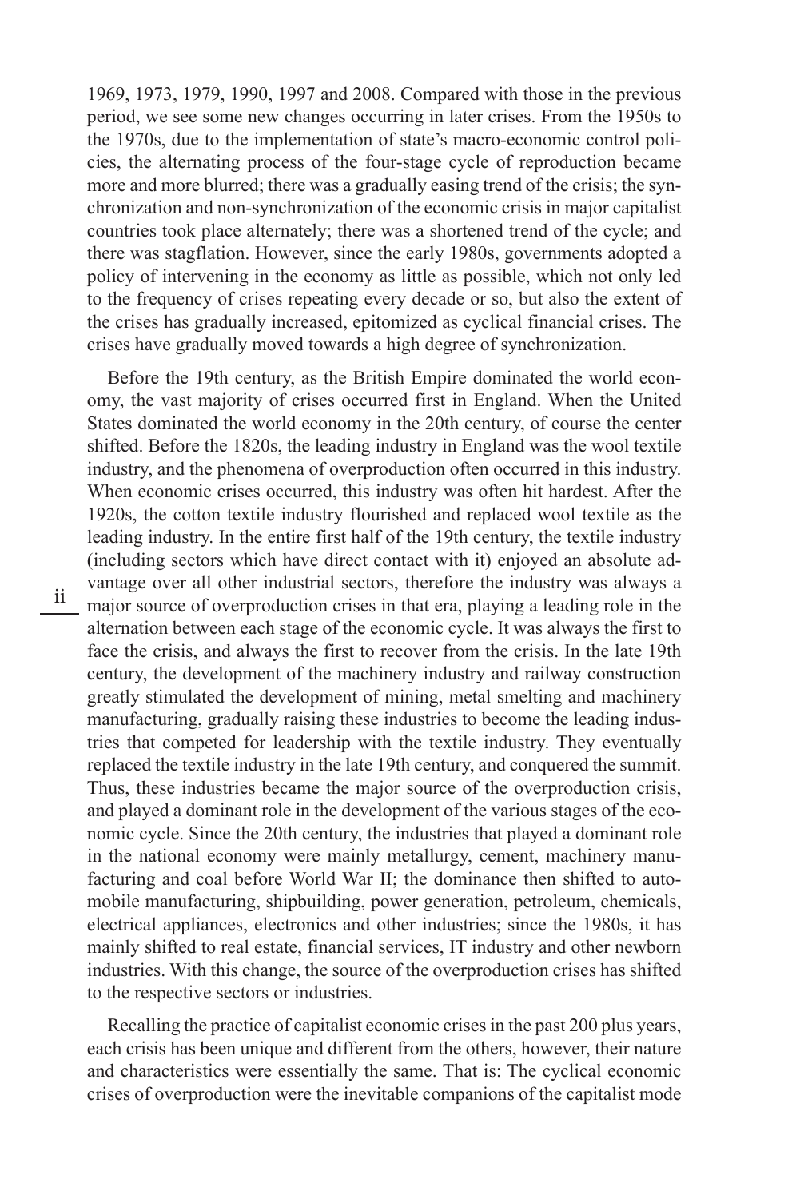1969, 1973, 1979, 1990, 1997 and 2008. Compared with those in the previous period, we see some new changes occurring in later crises. From the 1950s to the 1970s, due to the implementation of state's macro-economic control policies, the alternating process of the four-stage cycle of reproduction became more and more blurred; there was a gradually easing trend of the crisis; the synchronization and non-synchronization of the economic crisis in major capitalist countries took place alternately; there was a shortened trend of the cycle; and there was stagflation. However, since the early 1980s, governments adopted a policy of intervening in the economy as little as possible, which not only led to the frequency of crises repeating every decade or so, but also the extent of the crises has gradually increased, epitomized as cyclical financial crises. The crises have gradually moved towards a high degree of synchronization.

Before the 19th century, as the British Empire dominated the world economy, the vast majority of crises occurred first in England. When the United States dominated the world economy in the 20th century, of course the center shifted. Before the 1820s, the leading industry in England was the wool textile industry, and the phenomena of overproduction often occurred in this industry. When economic crises occurred, this industry was often hit hardest. After the 1920s, the cotton textile industry flourished and replaced wool textile as the leading industry. In the entire first half of the 19th century, the textile industry (including sectors which have direct contact with it) enjoyed an absolute advantage over all other industrial sectors, therefore the industry was always a major source of overproduction crises in that era, playing a leading role in the alternation between each stage of the economic cycle. It was always the first to face the crisis, and always the first to recover from the crisis. In the late 19th century, the development of the machinery industry and railway construction greatly stimulated the development of mining, metal smelting and machinery manufacturing, gradually raising these industries to become the leading industries that competed for leadership with the textile industry. They eventually replaced the textile industry in the late 19th century, and conquered the summit. Thus, these industries became the major source of the overproduction crisis, and played a dominant role in the development of the various stages of the economic cycle. Since the 20th century, the industries that played a dominant role in the national economy were mainly metallurgy, cement, machinery manufacturing and coal before World War II; the dominance then shifted to automobile manufacturing, shipbuilding, power generation, petroleum, chemicals, electrical appliances, electronics and other industries; since the 1980s, it has mainly shifted to real estate, financial services, IT industry and other newborn industries. With this change, the source of the overproduction crises has shifted to the respective sectors or industries.

Recalling the practice of capitalist economic crises in the past 200 plus years, each crisis has been unique and different from the others, however, their nature and characteristics were essentially the same. That is: The cyclical economic crises of overproduction were the inevitable companions of the capitalist mode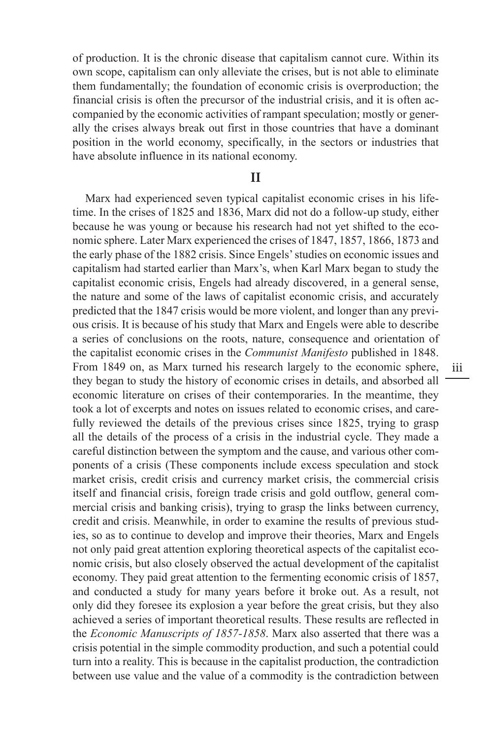of production. It is the chronic disease that capitalism cannot cure. Within its own scope, capitalism can only alleviate the crises, but is not able to eliminate them fundamentally; the foundation of economic crisis is overproduction; the financial crisis is often the precursor of the industrial crisis, and it is often accompanied by the economic activities of rampant speculation; mostly or generally the crises always break out first in those countries that have a dominant position in the world economy, specifically, in the sectors or industries that have absolute influence in its national economy.

## II

Marx had experienced seven typical capitalist economic crises in his lifetime. In the crises of 1825 and 1836, Marx did not do a follow-up study, either because he was young or because his research had not yet shifted to the economic sphere. Later Marx experienced the crises of 1847, 1857, 1866, 1873 and the early phase of the 1882 crisis. Since Engels' studies on economic issues and capitalism had started earlier than Marx's, when Karl Marx began to study the capitalist economic crisis, Engels had already discovered, in a general sense, the nature and some of the laws of capitalist economic crisis, and accurately predicted that the 1847 crisis would be more violent, and longer than any previous crisis. It is because of his study that Marx and Engels were able to describe a series of conclusions on the roots, nature, consequence and orientation of the capitalist economic crises in the *Communist Manifesto* published in 1848. From 1849 on, as Marx turned his research largely to the economic sphere, they began to study the history of economic crises in details, and absorbed all economic literature on crises of their contemporaries. In the meantime, they took a lot of excerpts and notes on issues related to economic crises, and carefully reviewed the details of the previous crises since 1825, trying to grasp all the details of the process of a crisis in the industrial cycle. They made a careful distinction between the symptom and the cause, and various other components of a crisis (These components include excess speculation and stock market crisis, credit crisis and currency market crisis, the commercial crisis itself and financial crisis, foreign trade crisis and gold outflow, general commercial crisis and banking crisis), trying to grasp the links between currency, credit and crisis. Meanwhile, in order to examine the results of previous studies, so as to continue to develop and improve their theories, Marx and Engels not only paid great attention exploring theoretical aspects of the capitalist economic crisis, but also closely observed the actual development of the capitalist economy. They paid great attention to the fermenting economic crisis of 1857, and conducted a study for many years before it broke out. As a result, not only did they foresee its explosion a year before the great crisis, but they also achieved a series of important theoretical results. These results are reflected in the *Economic Manuscripts of 1857-1858*. Marx also asserted that there was a crisis potential in the simple commodity production, and such a potential could turn into a reality. This is because in the capitalist production, the contradiction between use value and the value of a commodity is the contradiction between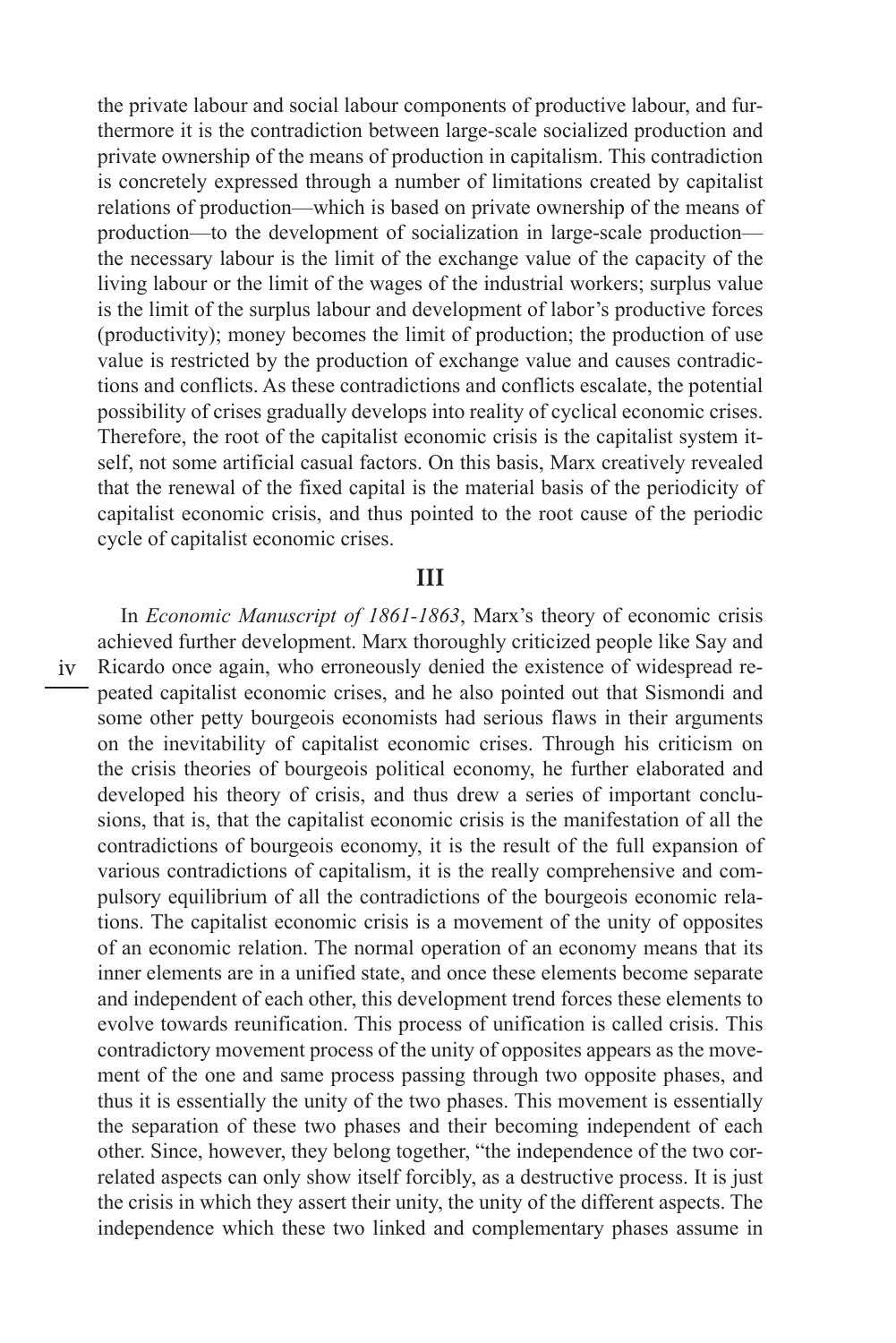the private labour and social labour components of productive labour, and furthermore it is the contradiction between large-scale socialized production and private ownership of the means of production in capitalism. This contradiction is concretely expressed through a number of limitations created by capitalist relations of production—which is based on private ownership of the means of production—to the development of socialization in large-scale production—the necessary labour is the limit of the exchange value of the capacity of the living labour or the limit of the wages of the industrial workers; surplus value is the limit of the surplus labour and development of labor's productive forces (productivity); money becomes the limit of production; the production of use value is restricted by the production of exchange value and causes contradictions and conflicts. As these contradictions and conflicts escalate, the potential possibility of crises gradually develops into reality of cyclical economic crises. Therefore, the root of the capitalist economic crisis is the capitalist system itself, not some artificial casual factors. On this basis, Marx creatively revealed that the renewal of the fixed capital is the material basis of the periodicity of capitalist economic crisis, and thus pointed to the root cause of the periodic cycle of capitalist economic crises.

## III

In *Economic Manuscript of 1861-1863*, Marx's theory of economic crisis achieved further development. Marx thoroughly criticized people like Say and Ricardo once again, who erroneously denied the existence of widespread repeated capitalist economic crises, and he also pointed out that Sismondi and some other petty bourgeois economists had serious flaws in their arguments on the inevitability of capitalist economic crises. Through his criticism on the crisis theories of bourgeois political economy, he further elaborated and developed his theory of crisis, and thus drew a series of important conclusions, that is, that the capitalist economic crisis is the manifestation of all the contradictions of bourgeois economy, it is the result of the full expansion of various contradictions of capitalism, it is the really comprehensive and compulsory equilibrium of all the contradictions of the bourgeois economic relations. The capitalist economic crisis is a movement of the unity of opposites of an economic relation. The normal operation of an economy means that its inner elements are in a unified state, and once these elements become separate and independent of each other, this development trend forces these elements to evolve towards reunification. This process of unification is called crisis. This contradictory movement process of the unity of opposites appears as the movement of the one and same process passing through two opposite phases, and thus it is essentially the unity of the two phases. This movement is essentially the separation of these two phases and their becoming independent of each other. Since, however, they belong together, "the independence of the two correlated aspects can only show itself forcibly, as a destructive process. It is just the crisis in which they assert their unity, the unity of the different aspects. The independence which these two linked and complementary phases assume in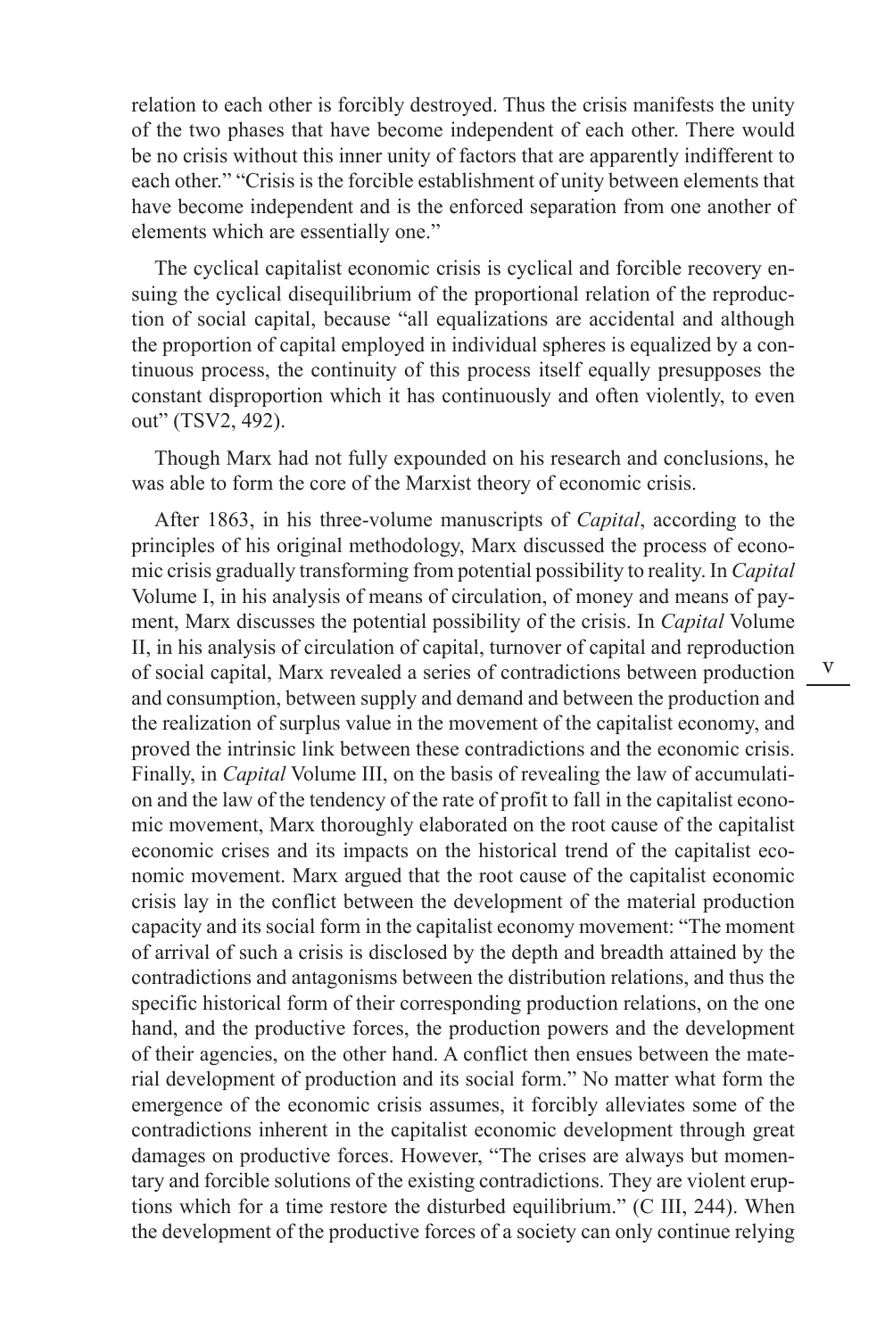relation to each other is forcibly destroyed. Thus the crisis manifests the unity of the two phases that have become independent of each other. There would be no crisis without this inner unity of factors that are apparently indifferent to each other." "Crisis is the forcible establishment of unity between elements that have become independent and is the enforced separation from one another of elements which are essentially one."

The cyclical capitalist economic crisis is cyclical and forcible recovery ensuing the cyclical disequilibrium of the proportional relation of the reproduction of social capital, because "all equalizations are accidental and although the proportion of capital employed in individual spheres is equalized by a continuous process, the continuity of this process itself equally presupposes the constant disproportion which it has continuously and often violently, to even out" (TSV2, 492).

Though Marx had not fully expounded on his research and conclusions, he was able to form the core of the Marxist theory of economic crisis.

After 1863, in his three-volume manuscripts of *Capital*, according to the principles of his original methodology, Marx discussed the process of economic crisis gradually transforming from potential possibility to reality. In *Capital* Volume I, in his analysis of means of circulation, of money and means of payment, Marx discusses the potential possibility of the crisis. In *Capital* Volume II, in his analysis of circulation of capital, turnover of capital and reproduction of social capital, Marx revealed a series of contradictions between production and consumption, between supply and demand and between the production and the realization of surplus value in the movement of the capitalist economy, and proved the intrinsic link between these contradictions and the economic crisis. Finally, in *Capital* Volume III, on the basis of revealing the law of accumulation and the law of the tendency of the rate of profit to fall in the capitalist economic movement, Marx thoroughly elaborated on the root cause of the capitalist economic crises and its impacts on the historical trend of the capitalist economic movement. Marx argued that the root cause of the capitalist economic crisis lay in the conflict between the development of the material production capacity and its social form in the capitalist economy movement: "The moment of arrival of such a crisis is disclosed by the depth and breadth attained by the contradictions and antagonisms between the distribution relations, and thus the specific historical form of their corresponding production relations, on the one hand, and the productive forces, the production powers and the development of their agencies, on the other hand. A conflict then ensues between the material development of production and its social form." No matter what form the emergence of the economic crisis assumes, it forcibly alleviates some of the contradictions inherent in the capitalist economic development through great damages on productive forces. However, "The crises are always but momentary and forcible solutions of the existing contradictions. They are violent eruptions which for a time restore the disturbed equilibrium." (C III, 244). When the development of the productive forces of a society can only continue relying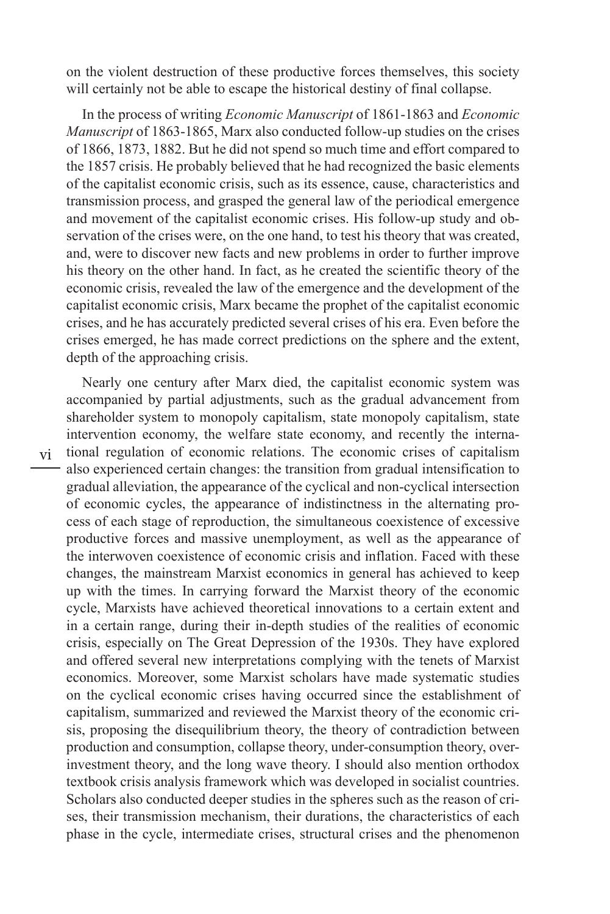on the violent destruction of these productive forces themselves, this society will certainly not be able to escape the historical destiny of final collapse.

In the process of writing *Economic Manuscript* of 1861-1863 and *Economic Manuscript* of 1863-1865, Marx also conducted follow-up studies on the crises of 1866, 1873, 1882. But he did not spend so much time and effort compared to the 1857 crisis. He probably believed that he had recognized the basic elements of the capitalist economic crisis, such as its essence, cause, characteristics and transmission process, and grasped the general law of the periodical emergence and movement of the capitalist economic crises. His follow-up study and observation of the crises were, on the one hand, to test his theory that was created, and, were to discover new facts and new problems in order to further improve his theory on the other hand. In fact, as he created the scientific theory of the economic crisis, revealed the law of the emergence and the development of the capitalist economic crisis, Marx became the prophet of the capitalist economic crises, and he has accurately predicted several crises of his era. Even before the crises emerged, he has made correct predictions on the sphere and the extent, depth of the approaching crisis.

Nearly one century after Marx died, the capitalist economic system was accompanied by partial adjustments, such as the gradual advancement from shareholder system to monopoly capitalism, state monopoly capitalism, state intervention economy, the welfare state economy, and recently the international regulation of economic relations. The economic crises of capitalism also experienced certain changes: the transition from gradual intensification to gradual alleviation, the appearance of the cyclical and non-cyclical intersection of economic cycles, the appearance of indistinctness in the alternating process of each stage of reproduction, the simultaneous coexistence of excessive productive forces and massive unemployment, as well as the appearance of the interwoven coexistence of economic crisis and inflation. Faced with these changes, the mainstream Marxist economics in general has achieved to keep up with the times. In carrying forward the Marxist theory of the economic cycle, Marxists have achieved theoretical innovations to a certain extent and in a certain range, during their in-depth studies of the realities of economic crisis, especially on The Great Depression of the 1930s. They have explored and offered several new interpretations complying with the tenets of Marxist economics. Moreover, some Marxist scholars have made systematic studies on the cyclical economic crises having occurred since the establishment of capitalism, summarized and reviewed the Marxist theory of the economic crisis, proposing the disequilibrium theory, the theory of contradiction between production and consumption, collapse theory, under-consumption theory, over-investment theory, and the long wave theory. I should also mention orthodox textbook crisis analysis framework which was developed in socialist countries. Scholars also conducted deeper studies in the spheres such as the reason of crises, their transmission mechanism, their durations, the characteristics of each phase in the cycle, intermediate crises, structural crises and the phenomenon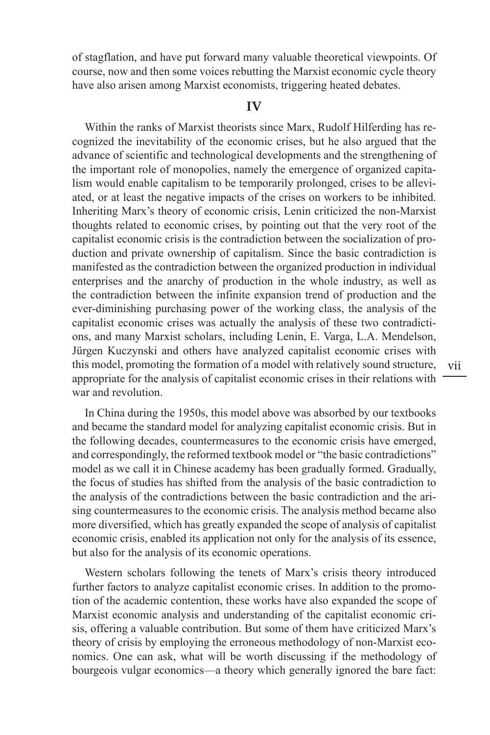of stagflation, and have put forward many valuable theoretical viewpoints. Of course, now and then some voices rebutting the Marxist economic cycle theory have also arisen among Marxist economists, triggering heated debates.

## IV

Within the ranks of Marxist theorists since Marx, Rudolf Hilferding has recognized the inevitability of the economic crises, but he also argued that the advance of scientific and technological developments and the strengthening of the important role of monopolies, namely the emergence of organized capitalism would enable capitalism to be temporarily prolonged, crises to be alleviated, or at least the negative impacts of the crises on workers to be inhibited. Inheriting Marx's theory of economic crisis, Lenin criticized the non-Marxist thoughts related to economic crises, by pointing out that the very root of the capitalist economic crisis is the contradiction between the socialization of production and private ownership of capitalism. Since the basic contradiction is manifested as the contradiction between the organized production in individual enterprises and the anarchy of production in the whole industry, as well as the contradiction between the infinite expansion trend of production and the ever-diminishing purchasing power of the working class, the analysis of the capitalist economic crises was actually the analysis of these two contradictions, and many Marxist scholars, including Lenin, E. Varga, L.A. Mendelson, Jürgen Kuczynski and others have analyzed capitalist economic crises with this model, promoting the formation of a model with relatively sound structure, appropriate for the analysis of capitalist economic crises in their relations with war and revolution.

In China during the 1950s, this model above was absorbed by our textbooks and became the standard model for analyzing capitalist economic crisis. But in the following decades, countermeasures to the economic crisis have emerged, and correspondingly, the reformed textbook model or "the basic contradictions" model as we call it in Chinese academy has been gradually formed. Gradually, the focus of studies has shifted from the analysis of the basic contradiction to the analysis of the contradictions between the basic contradiction and the arising countermeasures to the economic crisis. The analysis method became also more diversified, which has greatly expanded the scope of analysis of capitalist economic crisis, enabled its application not only for the analysis of its essence, but also for the analysis of its economic operations.

Western scholars following the tenets of Marx's crisis theory introduced further factors to analyze capitalist economic crises. In addition to the promotion of the academic contention, these works have also expanded the scope of Marxist economic analysis and understanding of the capitalist economic crisis, offering a valuable contribution. But some of them have criticized Marx's theory of crisis by employing the erroneous methodology of non-Marxist economics. One can ask, what will be worth discussing if the methodology of bourgeois vulgar economics—a theory which generally ignored the bare fact: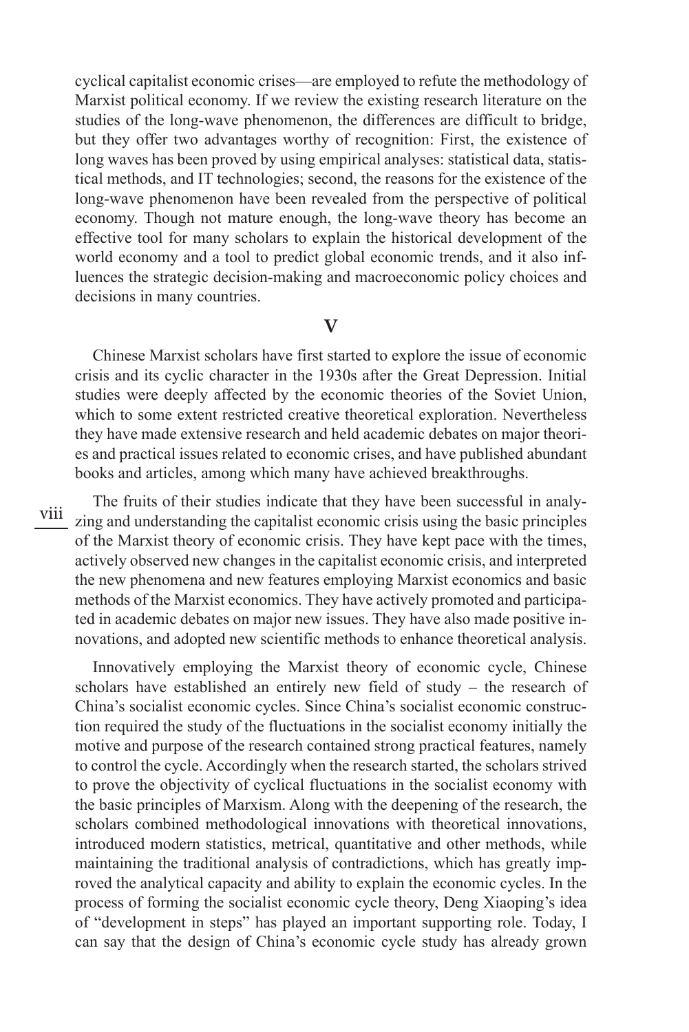cyclical capitalist economic crises—are employed to refute the methodology of Marxist political economy. If we review the existing research literature on the studies of the long-wave phenomenon, the differences are difficult to bridge, but they offer two advantages worthy of recognition: First, the existence of long waves has been proved by using empirical analyses: statistical data, statistical methods, and IT technologies; second, the reasons for the existence of the long-wave phenomenon have been revealed from the perspective of political economy. Though not mature enough, the long-wave theory has become an effective tool for many scholars to explain the historical development of the world economy and a tool to predict global economic trends, and it also influences the strategic decision-making and macroeconomic policy choices and decisions in many countries.

## V

Chinese Marxist scholars have first started to explore the issue of economic crisis and its cyclic character in the 1930s after the Great Depression. Initial studies were deeply affected by the economic theories of the Soviet Union, which to some extent restricted creative theoretical exploration. Nevertheless they have made extensive research and held academic debates on major theories and practical issues related to economic crises, and have published abundant books and articles, among which many have achieved breakthroughs.

The fruits of their studies indicate that they have been successful in analyzing and understanding the capitalist economic crisis using the basic principles of the Marxist theory of economic crisis. They have kept pace with the times, actively observed new changes in the capitalist economic crisis, and interpreted the new phenomena and new features employing Marxist economics and basic methods of the Marxist economics. They have actively promoted and participated in academic debates on major new issues. They have also made positive innovations, and adopted new scientific methods to enhance theoretical analysis.

Innovatively employing the Marxist theory of economic cycle, Chinese scholars have established an entirely new field of study – the research of China's socialist economic cycles. Since China's socialist economic construction required the study of the fluctuations in the socialist economy initially the motive and purpose of the research contained strong practical features, namely to control the cycle. Accordingly when the research started, the scholars strived to prove the objectivity of cyclical fluctuations in the socialist economy with the basic principles of Marxism. Along with the deepening of the research, the scholars combined methodological innovations with theoretical innovations, introduced modern statistics, metrical, quantitative and other methods, while maintaining the traditional analysis of contradictions, which has greatly improved the analytical capacity and ability to explain the economic cycles. In the process of forming the socialist economic cycle theory, Deng Xiaoping's idea of "development in steps" has played an important supporting role. Today, I can say that the design of China's economic cycle study has already grown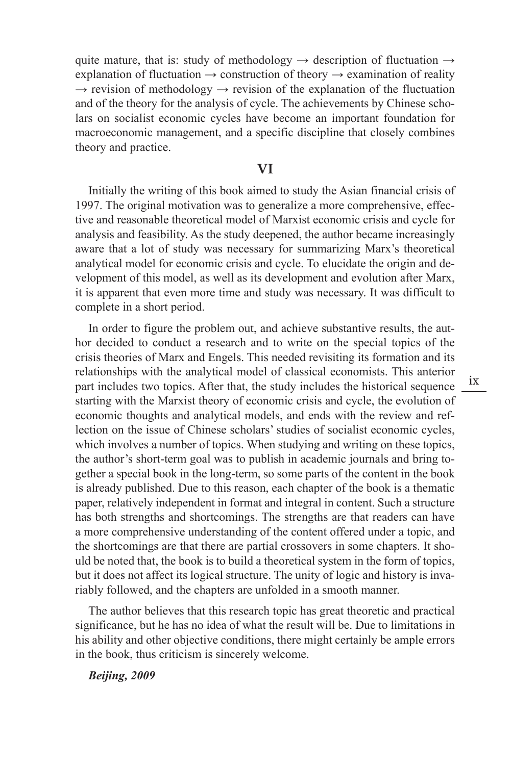quite mature, that is: study of methodology → description of fluctuation → explanation of fluctuation → construction of theory → examination of reality → revision of methodology → revision of the explanation of the fluctuation and of the theory for the analysis of cycle. The achievements by Chinese scholars on socialist economic cycles have become an important foundation for macroeconomic management, and a specific discipline that closely combines theory and practice.

## VI

Initially the writing of this book aimed to study the Asian financial crisis of 1997. The original motivation was to generalize a more comprehensive, effective and reasonable theoretical model of Marxist economic crisis and cycle for analysis and feasibility. As the study deepened, the author became increasingly aware that a lot of study was necessary for summarizing Marx's theoretical analytical model for economic crisis and cycle. To elucidate the origin and development of this model, as well as its development and evolution after Marx, it is apparent that even more time and study was necessary. It was difficult to complete in a short period.

In order to figure the problem out, and achieve substantive results, the author decided to conduct a research and to write on the special topics of the crisis theories of Marx and Engels. This needed revisiting its formation and its relationships with the analytical model of classical economists. This anterior part includes two topics. After that, the study includes the historical sequence starting with the Marxist theory of economic crisis and cycle, the evolution of economic thoughts and analytical models, and ends with the review and reflection on the issue of Chinese scholars' studies of socialist economic cycles, which involves a number of topics. When studying and writing on these topics, the author's short-term goal was to publish in academic journals and bring together a special book in the long-term, so some parts of the content in the book is already published. Due to this reason, each chapter of the book is a thematic paper, relatively independent in format and integral in content. Such a structure has both strengths and shortcomings. The strengths are that readers can have a more comprehensive understanding of the content offered under a topic, and the shortcomings are that there are partial crossovers in some chapters. It should be noted that, the book is to build a theoretical system in the form of topics, but it does not affect its logical structure. The unity of logic and history is invariably followed, and the chapters are unfolded in a smooth manner.

The author believes that this research topic has great theoretic and practical significance, but he has no idea of what the result will be. Due to limitations in his ability and other objective conditions, there might certainly be ample errors in the book, thus criticism is sincerely welcome.

***Beijing, 2009***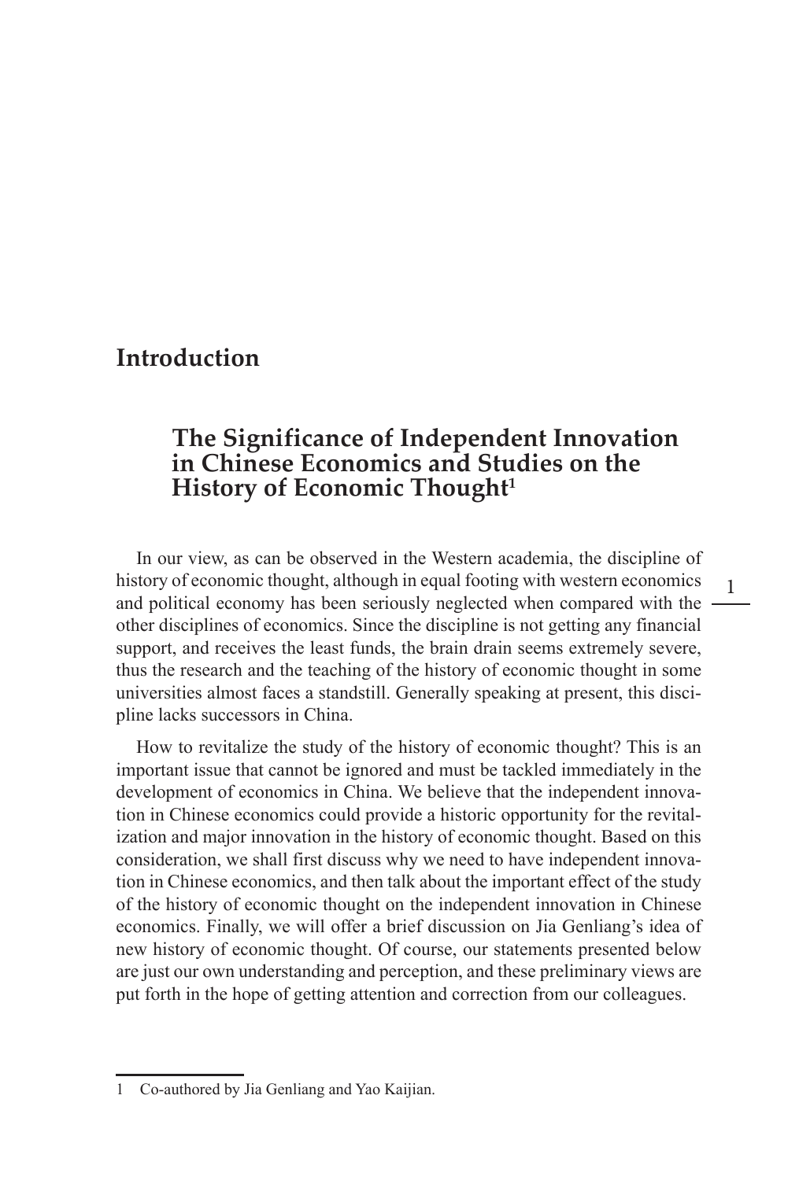# Introduction

## The Significance of Independent Innovation in Chinese Economics and Studies on the History of Economic Thought[1]

In our view, as can be observed in the Western academia, the discipline of history of economic thought, although in equal footing with western economics and political economy has been seriously neglected when compared with the other disciplines of economics. Since the discipline is not getting any financial support, and receives the least funds, the brain drain seems extremely severe, thus the research and the teaching of the history of economic thought in some universities almost faces a standstill. Generally speaking at present, this discipline lacks successors in China.

How to revitalize the study of the history of economic thought? This is an important issue that cannot be ignored and must be tackled immediately in the development of economics in China. We believe that the independent innovation in Chinese economics could provide a historic opportunity for the revitalization and major innovation in the history of economic thought. Based on this consideration, we shall first discuss why we need to have independent innovation in Chinese economics, and then talk about the important effect of the study of the history of economic thought on the independent innovation in Chinese economics. Finally, we will offer a brief discussion on Jia Genliang's idea of new history of economic thought. Of course, our statements presented below are just our own understanding and perception, and these preliminary views are put forth in the hope of getting attention and correction from our colleagues.

---

1 Co-authored by Jia Genliang and Yao Kaijian.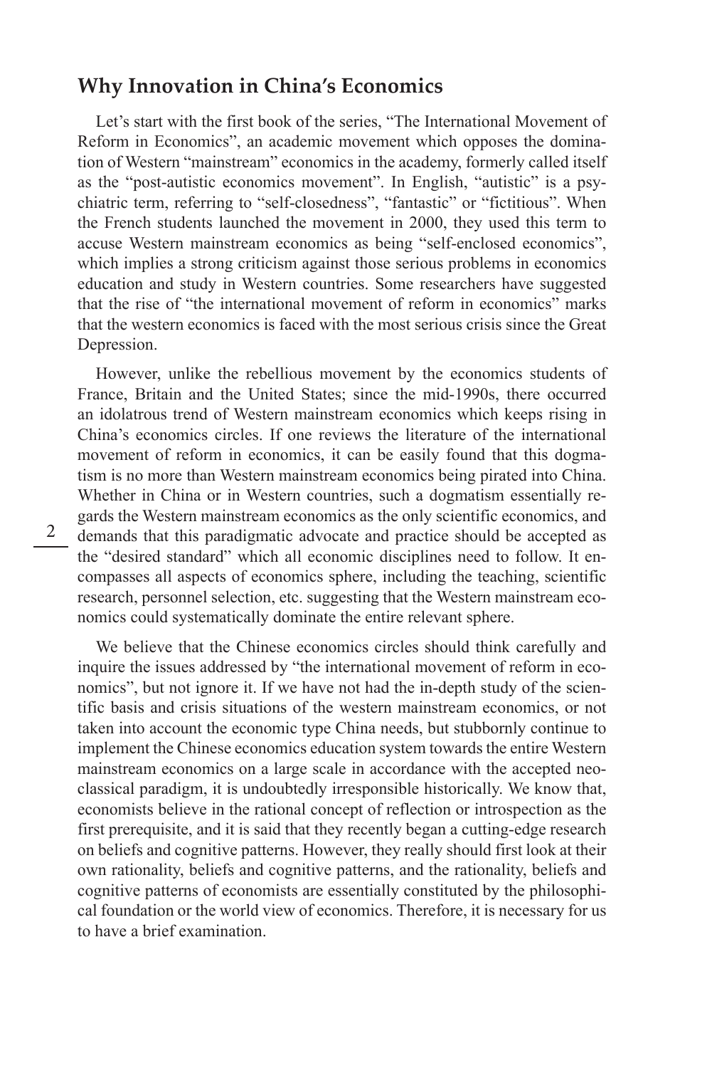## Why Innovation in China's Economics

Let's start with the first book of the series, "The International Movement of Reform in Economics", an academic movement which opposes the domination of Western "mainstream" economics in the academy, formerly called itself as the "post-autistic economics movement". In English, "autistic" is a psychiatric term, referring to "self-closedness", "fantastic" or "fictitious". When the French students launched the movement in 2000, they used this term to accuse Western mainstream economics as being "self-enclosed economics", which implies a strong criticism against those serious problems in economics education and study in Western countries. Some researchers have suggested that the rise of "the international movement of reform in economics" marks that the western economics is faced with the most serious crisis since the Great Depression.

However, unlike the rebellious movement by the economics students of France, Britain and the United States; since the mid-1990s, there occurred an idolatrous trend of Western mainstream economics which keeps rising in China's economics circles. If one reviews the literature of the international movement of reform in economics, it can be easily found that this dogmatism is no more than Western mainstream economics being pirated into China. Whether in China or in Western countries, such a dogmatism essentially regards the Western mainstream economics as the only scientific economics, and demands that this paradigmatic advocate and practice should be accepted as the "desired standard" which all economic disciplines need to follow. It encompasses all aspects of economics sphere, including the teaching, scientific research, personnel selection, etc. suggesting that the Western mainstream economics could systematically dominate the entire relevant sphere.

We believe that the Chinese economics circles should think carefully and inquire the issues addressed by "the international movement of reform in economics", but not ignore it. If we have not had the in-depth study of the scientific basis and crisis situations of the western mainstream economics, or not taken into account the economic type China needs, but stubbornly continue to implement the Chinese economics education system towards the entire Western mainstream economics on a large scale in accordance with the accepted neoclassical paradigm, it is undoubtedly irresponsible historically. We know that, economists believe in the rational concept of reflection or introspection as the first prerequisite, and it is said that they recently began a cutting-edge research on beliefs and cognitive patterns. However, they really should first look at their own rationality, beliefs and cognitive patterns, and the rationality, beliefs and cognitive patterns of economists are essentially constituted by the philosophical foundation or the world view of economics. Therefore, it is necessary for us to have a brief examination.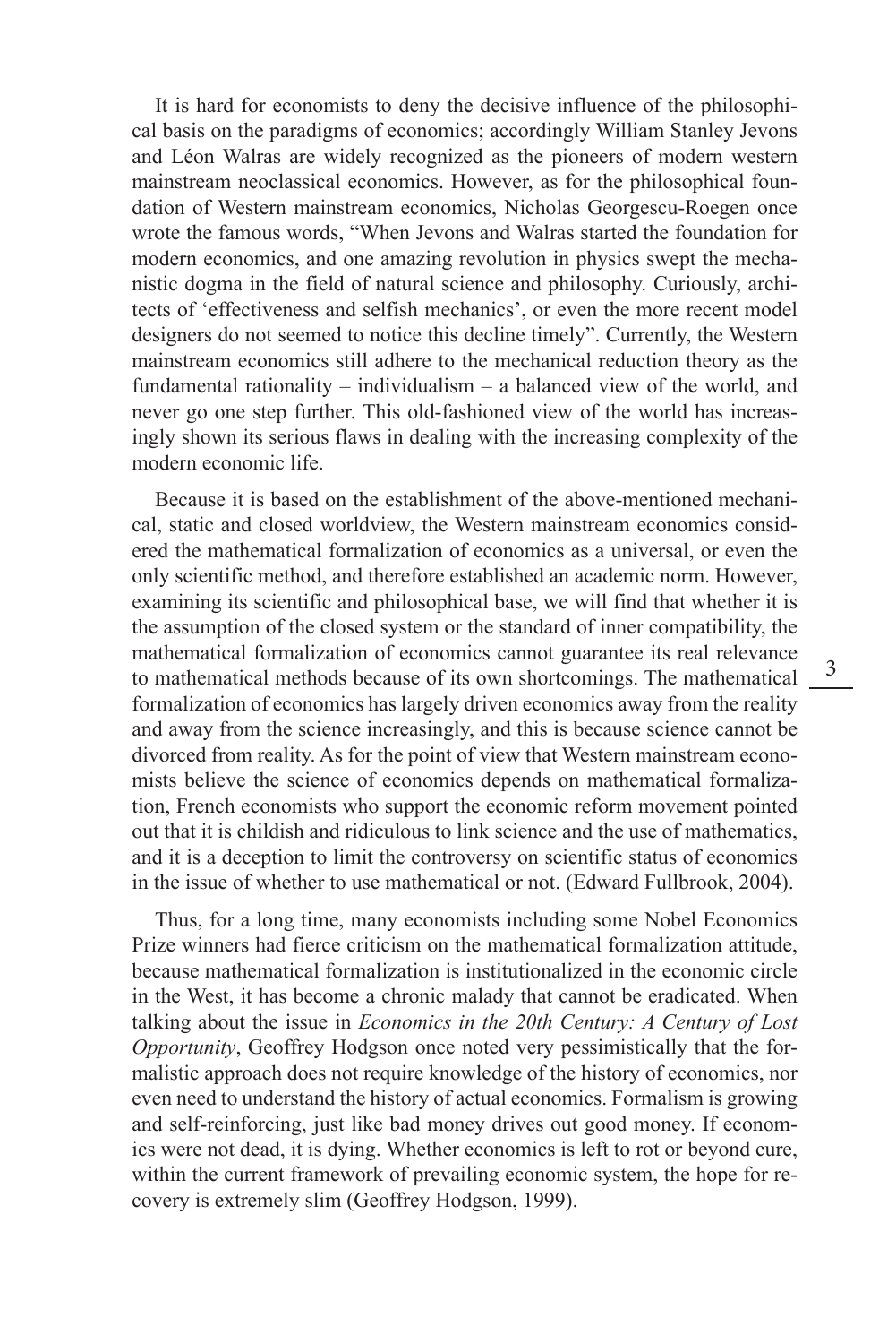It is hard for economists to deny the decisive influence of the philosophical basis on the paradigms of economics; accordingly William Stanley Jevons and Léon Walras are widely recognized as the pioneers of modern western mainstream neoclassical economics. However, as for the philosophical foundation of Western mainstream economics, Nicholas Georgescu-Roegen once wrote the famous words, "When Jevons and Walras started the foundation for modern economics, and one amazing revolution in physics swept the mechanistic dogma in the field of natural science and philosophy. Curiously, architects of 'effectiveness and selfish mechanics', or even the more recent model designers do not seemed to notice this decline timely". Currently, the Western mainstream economics still adhere to the mechanical reduction theory as the fundamental rationality – individualism – a balanced view of the world, and never go one step further. This old-fashioned view of the world has increasingly shown its serious flaws in dealing with the increasing complexity of the modern economic life.

Because it is based on the establishment of the above-mentioned mechanical, static and closed worldview, the Western mainstream economics considered the mathematical formalization of economics as a universal, or even the only scientific method, and therefore established an academic norm. However, examining its scientific and philosophical base, we will find that whether it is the assumption of the closed system or the standard of inner compatibility, the mathematical formalization of economics cannot guarantee its real relevance to mathematical methods because of its own shortcomings. The mathematical formalization of economics has largely driven economics away from the reality and away from the science increasingly, and this is because science cannot be divorced from reality. As for the point of view that Western mainstream economists believe the science of economics depends on mathematical formalization, French economists who support the economic reform movement pointed out that it is childish and ridiculous to link science and the use of mathematics, and it is a deception to limit the controversy on scientific status of economics in the issue of whether to use mathematical or not. (Edward Fullbrook, 2004).

Thus, for a long time, many economists including some Nobel Economics Prize winners had fierce criticism on the mathematical formalization attitude, because mathematical formalization is institutionalized in the economic circle in the West, it has become a chronic malady that cannot be eradicated. When talking about the issue in *Economics in the 20th Century: A Century of Lost Opportunity*, Geoffrey Hodgson once noted very pessimistically that the formalistic approach does not require knowledge of the history of economics, nor even need to understand the history of actual economics. Formalism is growing and self-reinforcing, just like bad money drives out good money. If economics were not dead, it is dying. Whether economics is left to rot or beyond cure, within the current framework of prevailing economic system, the hope for recovery is extremely slim (Geoffrey Hodgson, 1999).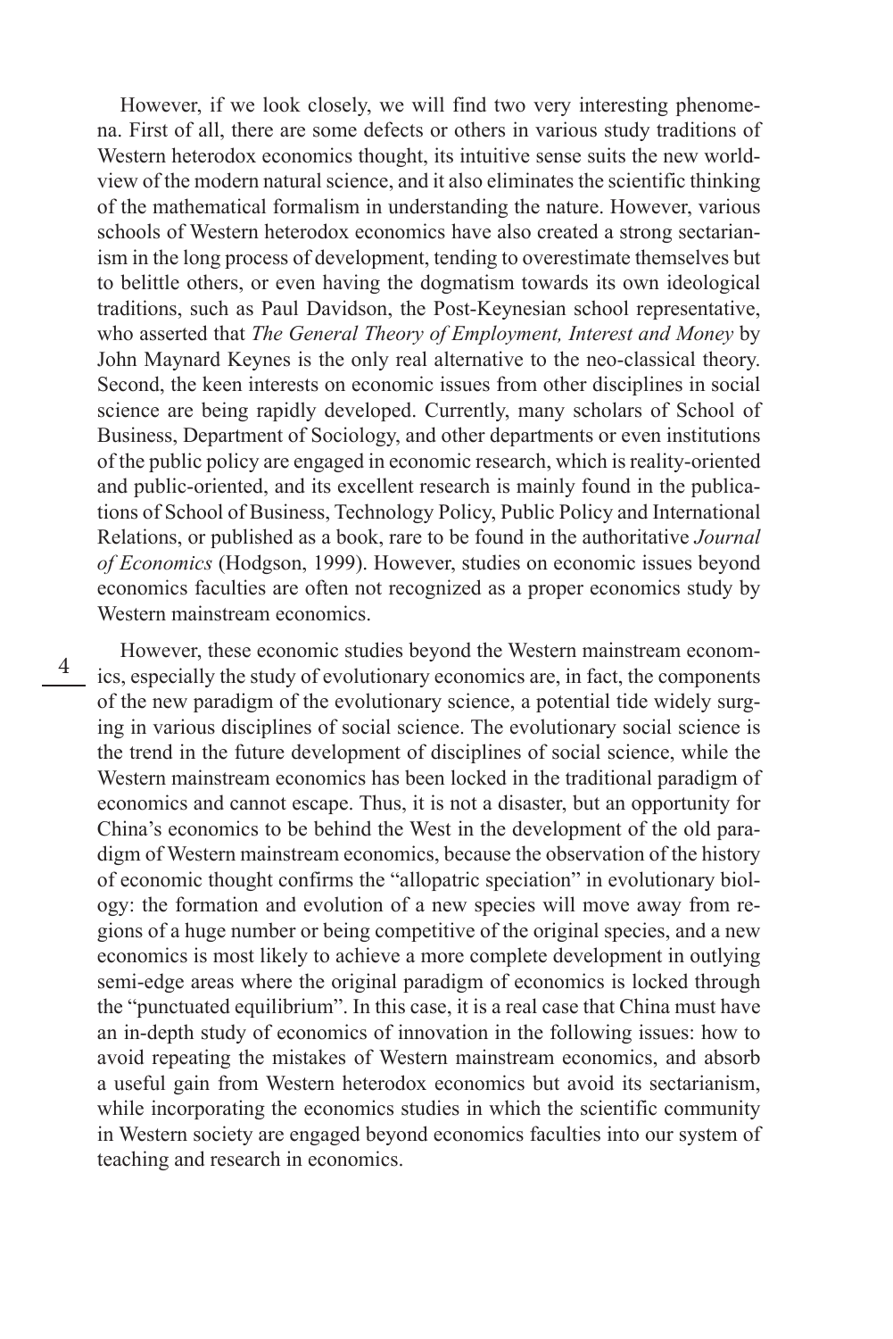However, if we look closely, we will find two very interesting phenomena. First of all, there are some defects or others in various study traditions of Western heterodox economics thought, its intuitive sense suits the new worldview of the modern natural science, and it also eliminates the scientific thinking of the mathematical formalism in understanding the nature. However, various schools of Western heterodox economics have also created a strong sectarianism in the long process of development, tending to overestimate themselves but to belittle others, or even having the dogmatism towards its own ideological traditions, such as Paul Davidson, the Post-Keynesian school representative, who asserted that *The General Theory of Employment, Interest and Money* by John Maynard Keynes is the only real alternative to the neo-classical theory. Second, the keen interests on economic issues from other disciplines in social science are being rapidly developed. Currently, many scholars of School of Business, Department of Sociology, and other departments or even institutions of the public policy are engaged in economic research, which is reality-oriented and public-oriented, and its excellent research is mainly found in the publications of School of Business, Technology Policy, Public Policy and International Relations, or published as a book, rare to be found in the authoritative *Journal of Economics* (Hodgson, 1999). However, studies on economic issues beyond economics faculties are often not recognized as a proper economics study by Western mainstream economics.

However, these economic studies beyond the Western mainstream economics, especially the study of evolutionary economics are, in fact, the components of the new paradigm of the evolutionary science, a potential tide widely surging in various disciplines of social science. The evolutionary social science is the trend in the future development of disciplines of social science, while the Western mainstream economics has been locked in the traditional paradigm of economics and cannot escape. Thus, it is not a disaster, but an opportunity for China's economics to be behind the West in the development of the old paradigm of Western mainstream economics, because the observation of the history of economic thought confirms the "allopatric speciation" in evolutionary biology: the formation and evolution of a new species will move away from regions of a huge number or being competitive of the original species, and a new economics is most likely to achieve a more complete development in outlying semi-edge areas where the original paradigm of economics is locked through the "punctuated equilibrium". In this case, it is a real case that China must have an in-depth study of economics of innovation in the following issues: how to avoid repeating the mistakes of Western mainstream economics, and absorb a useful gain from Western heterodox economics but avoid its sectarianism, while incorporating the economics studies in which the scientific community in Western society are engaged beyond economics faculties into our system of teaching and research in economics.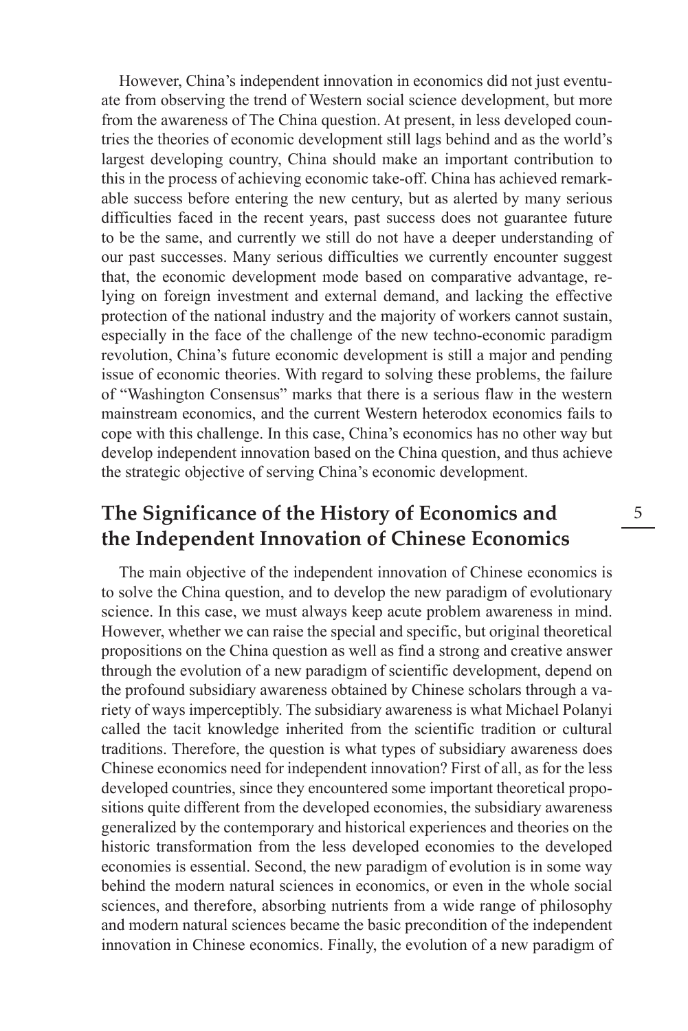However, China's independent innovation in economics did not just eventuate from observing the trend of Western social science development, but more from the awareness of The China question. At present, in less developed countries the theories of economic development still lags behind and as the world's largest developing country, China should make an important contribution to this in the process of achieving economic take-off. China has achieved remarkable success before entering the new century, but as alerted by many serious difficulties faced in the recent years, past success does not guarantee future to be the same, and currently we still do not have a deeper understanding of our past successes. Many serious difficulties we currently encounter suggest that, the economic development mode based on comparative advantage, relying on foreign investment and external demand, and lacking the effective protection of the national industry and the majority of workers cannot sustain, especially in the face of the challenge of the new techno-economic paradigm revolution, China's future economic development is still a major and pending issue of economic theories. With regard to solving these problems, the failure of "Washington Consensus" marks that there is a serious flaw in the western mainstream economics, and the current Western heterodox economics fails to cope with this challenge. In this case, China's economics has no other way but develop independent innovation based on the China question, and thus achieve the strategic objective of serving China's economic development.

## The Significance of the History of Economics and the Independent Innovation of Chinese Economics

The main objective of the independent innovation of Chinese economics is to solve the China question, and to develop the new paradigm of evolutionary science. In this case, we must always keep acute problem awareness in mind. However, whether we can raise the special and specific, but original theoretical propositions on the China question as well as find a strong and creative answer through the evolution of a new paradigm of scientific development, depend on the profound subsidiary awareness obtained by Chinese scholars through a variety of ways imperceptibly. The subsidiary awareness is what Michael Polanyi called the tacit knowledge inherited from the scientific tradition or cultural traditions. Therefore, the question is what types of subsidiary awareness does Chinese economics need for independent innovation? First of all, as for the less developed countries, since they encountered some important theoretical propositions quite different from the developed economies, the subsidiary awareness generalized by the contemporary and historical experiences and theories on the historic transformation from the less developed economies to the developed economies is essential. Second, the new paradigm of evolution is in some way behind the modern natural sciences in economics, or even in the whole social sciences, and therefore, absorbing nutrients from a wide range of philosophy and modern natural sciences became the basic precondition of the independent innovation in Chinese economics. Finally, the evolution of a new paradigm of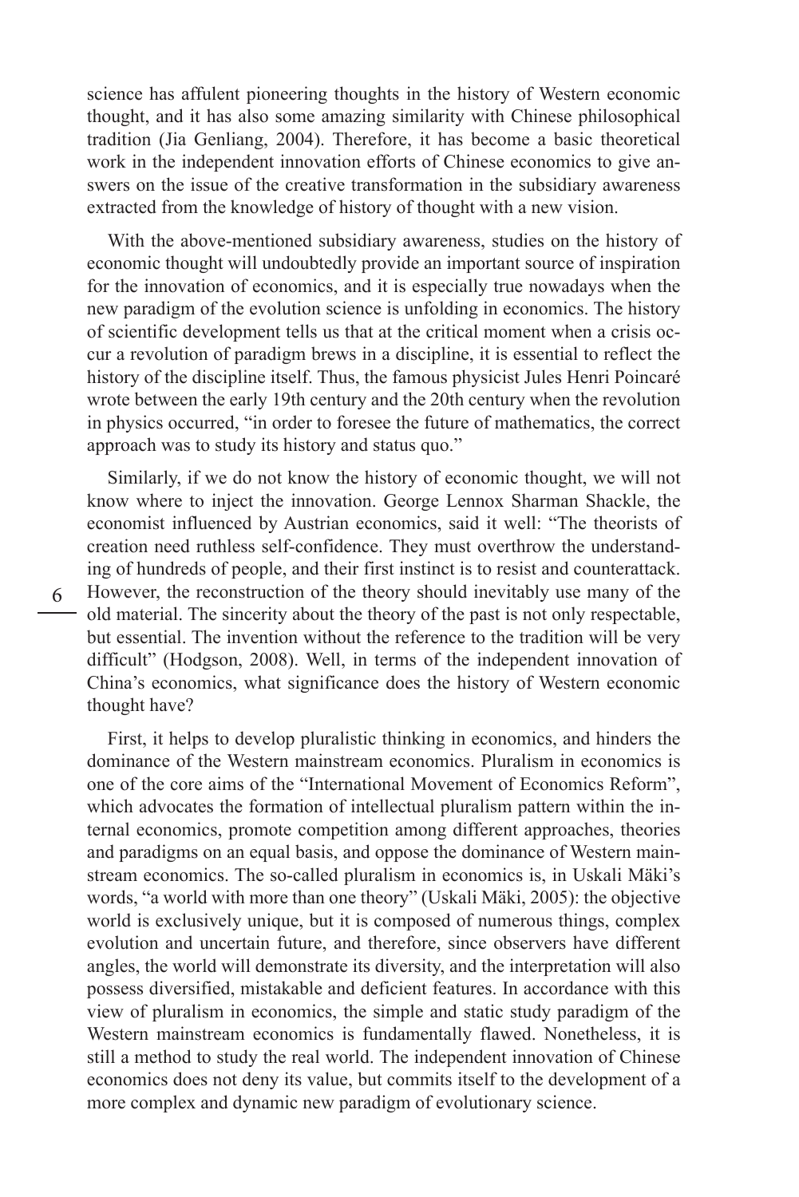science has affulent pioneering thoughts in the history of Western economic thought, and it has also some amazing similarity with Chinese philosophical tradition (Jia Genliang, 2004). Therefore, it has become a basic theoretical work in the independent innovation efforts of Chinese economics to give answers on the issue of the creative transformation in the subsidiary awareness extracted from the knowledge of history of thought with a new vision.

With the above-mentioned subsidiary awareness, studies on the history of economic thought will undoubtedly provide an important source of inspiration for the innovation of economics, and it is especially true nowadays when the new paradigm of the evolution science is unfolding in economics. The history of scientific development tells us that at the critical moment when a crisis occur a revolution of paradigm brews in a discipline, it is essential to reflect the history of the discipline itself. Thus, the famous physicist Jules Henri Poincaré wrote between the early 19th century and the 20th century when the revolution in physics occurred, "in order to foresee the future of mathematics, the correct approach was to study its history and status quo."

Similarly, if we do not know the history of economic thought, we will not know where to inject the innovation. George Lennox Sharman Shackle, the economist influenced by Austrian economics, said it well: "The theorists of creation need ruthless self-confidence. They must overthrow the understanding of hundreds of people, and their first instinct is to resist and counterattack. However, the reconstruction of the theory should inevitably use many of the old material. The sincerity about the theory of the past is not only respectable, but essential. The invention without the reference to the tradition will be very difficult" (Hodgson, 2008). Well, in terms of the independent innovation of China's economics, what significance does the history of Western economic thought have?

First, it helps to develop pluralistic thinking in economics, and hinders the dominance of the Western mainstream economics. Pluralism in economics is one of the core aims of the "International Movement of Economics Reform", which advocates the formation of intellectual pluralism pattern within the internal economics, promote competition among different approaches, theories and paradigms on an equal basis, and oppose the dominance of Western mainstream economics. The so-called pluralism in economics is, in Uskali Mäki's words, "a world with more than one theory" (Uskali Mäki, 2005): the objective world is exclusively unique, but it is composed of numerous things, complex evolution and uncertain future, and therefore, since observers have different angles, the world will demonstrate its diversity, and the interpretation will also possess diversified, mistakable and deficient features. In accordance with this view of pluralism in economics, the simple and static study paradigm of the Western mainstream economics is fundamentally flawed. Nonetheless, it is still a method to study the real world. The independent innovation of Chinese economics does not deny its value, but commits itself to the development of a more complex and dynamic new paradigm of evolutionary science.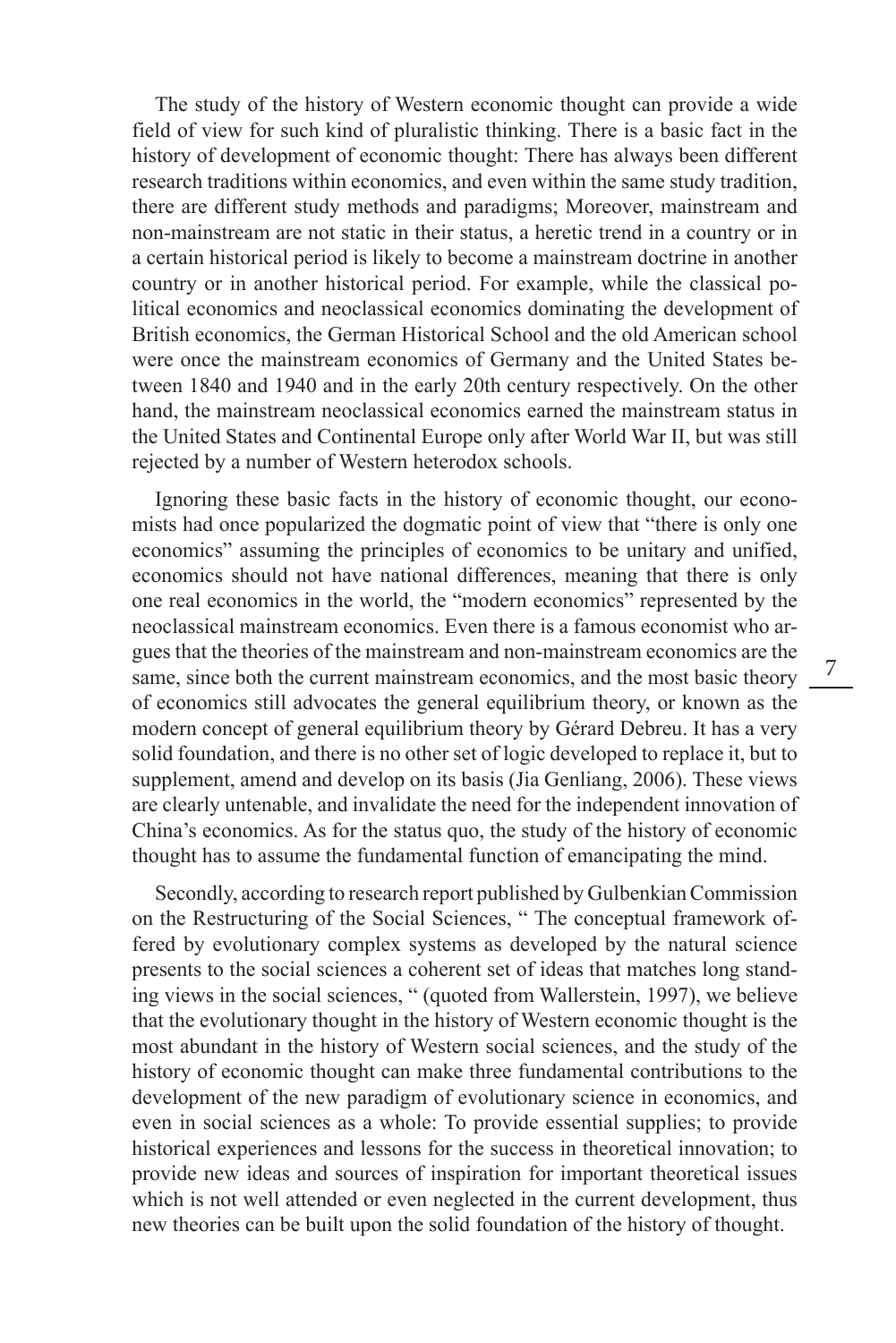The study of the history of Western economic thought can provide a wide field of view for such kind of pluralistic thinking. There is a basic fact in the history of development of economic thought: There has always been different research traditions within economics, and even within the same study tradition, there are different study methods and paradigms; Moreover, mainstream and non-mainstream are not static in their status, a heretic trend in a country or in a certain historical period is likely to become a mainstream doctrine in another country or in another historical period. For example, while the classical political economics and neoclassical economics dominating the development of British economics, the German Historical School and the old American school were once the mainstream economics of Germany and the United States between 1840 and 1940 and in the early 20th century respectively. On the other hand, the mainstream neoclassical economics earned the mainstream status in the United States and Continental Europe only after World War II, but was still rejected by a number of Western heterodox schools.

Ignoring these basic facts in the history of economic thought, our economists had once popularized the dogmatic point of view that "there is only one economics" assuming the principles of economics to be unitary and unified, economics should not have national differences, meaning that there is only one real economics in the world, the "modern economics" represented by the neoclassical mainstream economics. Even there is a famous economist who argues that the theories of the mainstream and non-mainstream economics are the same, since both the current mainstream economics, and the most basic theory of economics still advocates the general equilibrium theory, or known as the modern concept of general equilibrium theory by Gérard Debreu. It has a very solid foundation, and there is no other set of logic developed to replace it, but to supplement, amend and develop on its basis (Jia Genliang, 2006). These views are clearly untenable, and invalidate the need for the independent innovation of China's economics. As for the status quo, the study of the history of economic thought has to assume the fundamental function of emancipating the mind.

Secondly, according to research report published by Gulbenkian Commission on the Restructuring of the Social Sciences, " The conceptual framework offered by evolutionary complex systems as developed by the natural science presents to the social sciences a coherent set of ideas that matches long standing views in the social sciences, " (quoted from Wallerstein, 1997), we believe that the evolutionary thought in the history of Western economic thought is the most abundant in the history of Western social sciences, and the study of the history of economic thought can make three fundamental contributions to the development of the new paradigm of evolutionary science in economics, and even in social sciences as a whole: To provide essential supplies; to provide historical experiences and lessons for the success in theoretical innovation; to provide new ideas and sources of inspiration for important theoretical issues which is not well attended or even neglected in the current development, thus new theories can be built upon the solid foundation of the history of thought.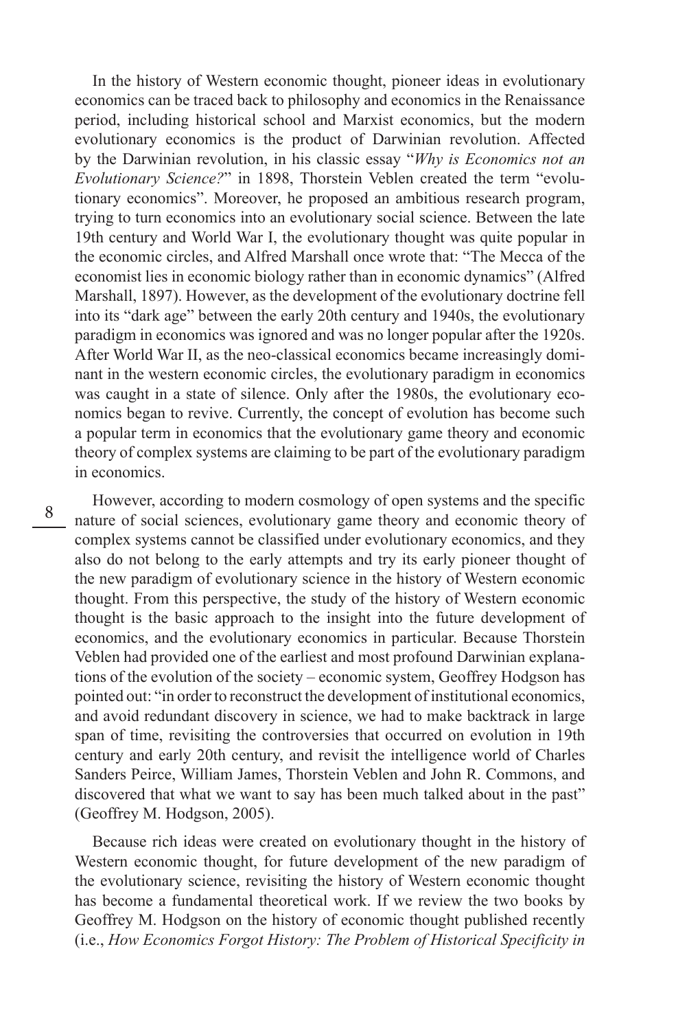In the history of Western economic thought, pioneer ideas in evolutionary economics can be traced back to philosophy and economics in the Renaissance period, including historical school and Marxist economics, but the modern evolutionary economics is the product of Darwinian revolution. Affected by the Darwinian revolution, in his classic essay "*Why is Economics not an Evolutionary Science?*" in 1898, Thorstein Veblen created the term "evolutionary economics". Moreover, he proposed an ambitious research program, trying to turn economics into an evolutionary social science. Between the late 19th century and World War I, the evolutionary thought was quite popular in the economic circles, and Alfred Marshall once wrote that: "The Mecca of the economist lies in economic biology rather than in economic dynamics" (Alfred Marshall, 1897). However, as the development of the evolutionary doctrine fell into its "dark age" between the early 20th century and 1940s, the evolutionary paradigm in economics was ignored and was no longer popular after the 1920s. After World War II, as the neo-classical economics became increasingly dominant in the western economic circles, the evolutionary paradigm in economics was caught in a state of silence. Only after the 1980s, the evolutionary economics began to revive. Currently, the concept of evolution has become such a popular term in economics that the evolutionary game theory and economic theory of complex systems are claiming to be part of the evolutionary paradigm in economics.

However, according to modern cosmology of open systems and the specific nature of social sciences, evolutionary game theory and economic theory of complex systems cannot be classified under evolutionary economics, and they also do not belong to the early attempts and try its early pioneer thought of the new paradigm of evolutionary science in the history of Western economic thought. From this perspective, the study of the history of Western economic thought is the basic approach to the insight into the future development of economics, and the evolutionary economics in particular. Because Thorstein Veblen had provided one of the earliest and most profound Darwinian explanations of the evolution of the society – economic system, Geoffrey Hodgson has pointed out: "in order to reconstruct the development of institutional economics, and avoid redundant discovery in science, we had to make backtrack in large span of time, revisiting the controversies that occurred on evolution in 19th century and early 20th century, and revisit the intelligence world of Charles Sanders Peirce, William James, Thorstein Veblen and John R. Commons, and discovered that what we want to say has been much talked about in the past" (Geoffrey M. Hodgson, 2005).

Because rich ideas were created on evolutionary thought in the history of Western economic thought, for future development of the new paradigm of the evolutionary science, revisiting the history of Western economic thought has become a fundamental theoretical work. If we review the two books by Geoffrey M. Hodgson on the history of economic thought published recently (i.e., *How Economics Forgot History: The Problem of Historical Specificity in*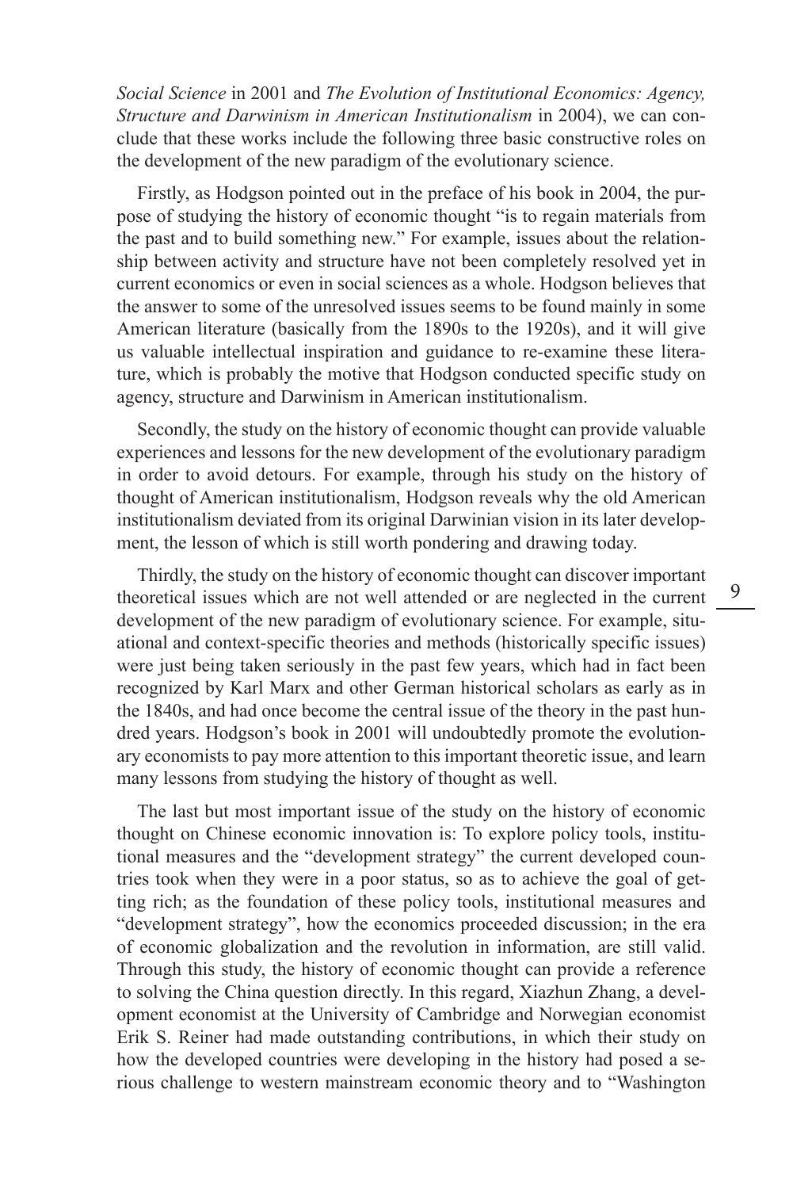*Social Science* in 2001 and *The Evolution of Institutional Economics: Agency, Structure and Darwinism in American Institutionalism* in 2004), we can conclude that these works include the following three basic constructive roles on the development of the new paradigm of the evolutionary science.

Firstly, as Hodgson pointed out in the preface of his book in 2004, the purpose of studying the history of economic thought "is to regain materials from the past and to build something new." For example, issues about the relationship between activity and structure have not been completely resolved yet in current economics or even in social sciences as a whole. Hodgson believes that the answer to some of the unresolved issues seems to be found mainly in some American literature (basically from the 1890s to the 1920s), and it will give us valuable intellectual inspiration and guidance to re-examine these literature, which is probably the motive that Hodgson conducted specific study on agency, structure and Darwinism in American institutionalism.

Secondly, the study on the history of economic thought can provide valuable experiences and lessons for the new development of the evolutionary paradigm in order to avoid detours. For example, through his study on the history of thought of American institutionalism, Hodgson reveals why the old American institutionalism deviated from its original Darwinian vision in its later development, the lesson of which is still worth pondering and drawing today.

Thirdly, the study on the history of economic thought can discover important theoretical issues which are not well attended or are neglected in the current development of the new paradigm of evolutionary science. For example, situational and context-specific theories and methods (historically specific issues) were just being taken seriously in the past few years, which had in fact been recognized by Karl Marx and other German historical scholars as early as in the 1840s, and had once become the central issue of the theory in the past hundred years. Hodgson's book in 2001 will undoubtedly promote the evolutionary economists to pay more attention to this important theoretic issue, and learn many lessons from studying the history of thought as well.

The last but most important issue of the study on the history of economic thought on Chinese economic innovation is: To explore policy tools, institutional measures and the "development strategy" the current developed countries took when they were in a poor status, so as to achieve the goal of getting rich; as the foundation of these policy tools, institutional measures and "development strategy", how the economics proceeded discussion; in the era of economic globalization and the revolution in information, are still valid. Through this study, the history of economic thought can provide a reference to solving the China question directly. In this regard, Xiazhun Zhang, a development economist at the University of Cambridge and Norwegian economist Erik S. Reiner had made outstanding contributions, in which their study on how the developed countries were developing in the history had posed a serious challenge to western mainstream economic theory and to "Washington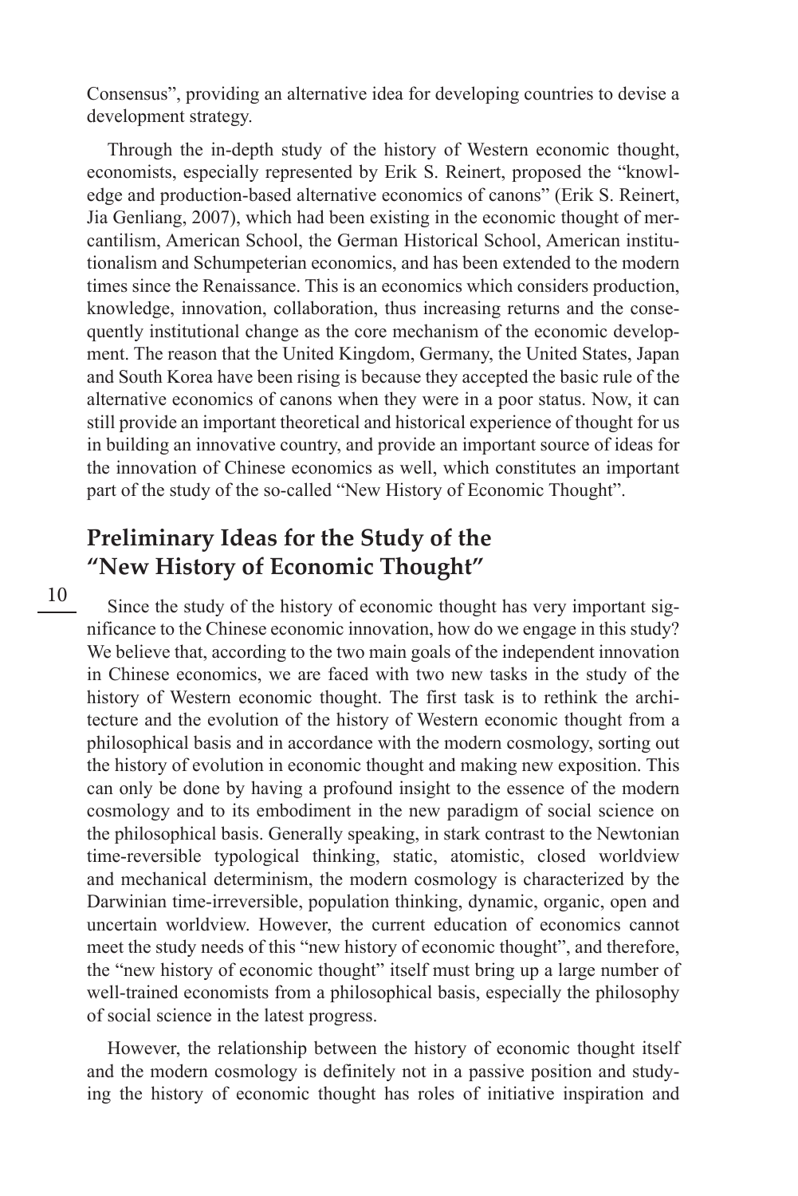Consensus", providing an alternative idea for developing countries to devise a development strategy.

Through the in-depth study of the history of Western economic thought, economists, especially represented by Erik S. Reinert, proposed the "knowledge and production-based alternative economics of canons" (Erik S. Reinert, Jia Genliang, 2007), which had been existing in the economic thought of mercantilism, American School, the German Historical School, American institutionalism and Schumpeterian economics, and has been extended to the modern times since the Renaissance. This is an economics which considers production, knowledge, innovation, collaboration, thus increasing returns and the consequently institutional change as the core mechanism of the economic development. The reason that the United Kingdom, Germany, the United States, Japan and South Korea have been rising is because they accepted the basic rule of the alternative economics of canons when they were in a poor status. Now, it can still provide an important theoretical and historical experience of thought for us in building an innovative country, and provide an important source of ideas for the innovation of Chinese economics as well, which constitutes an important part of the study of the so-called "New History of Economic Thought".

## Preliminary Ideas for the Study of the "New History of Economic Thought"

Since the study of the history of economic thought has very important significance to the Chinese economic innovation, how do we engage in this study? We believe that, according to the two main goals of the independent innovation in Chinese economics, we are faced with two new tasks in the study of the history of Western economic thought. The first task is to rethink the architecture and the evolution of the history of Western economic thought from a philosophical basis and in accordance with the modern cosmology, sorting out the history of evolution in economic thought and making new exposition. This can only be done by having a profound insight to the essence of the modern cosmology and to its embodiment in the new paradigm of social science on the philosophical basis. Generally speaking, in stark contrast to the Newtonian time-reversible typological thinking, static, atomistic, closed worldview and mechanical determinism, the modern cosmology is characterized by the Darwinian time-irreversible, population thinking, dynamic, organic, open and uncertain worldview. However, the current education of economics cannot meet the study needs of this "new history of economic thought", and therefore, the "new history of economic thought" itself must bring up a large number of well-trained economists from a philosophical basis, especially the philosophy of social science in the latest progress.

However, the relationship between the history of economic thought itself and the modern cosmology is definitely not in a passive position and studying the history of economic thought has roles of initiative inspiration and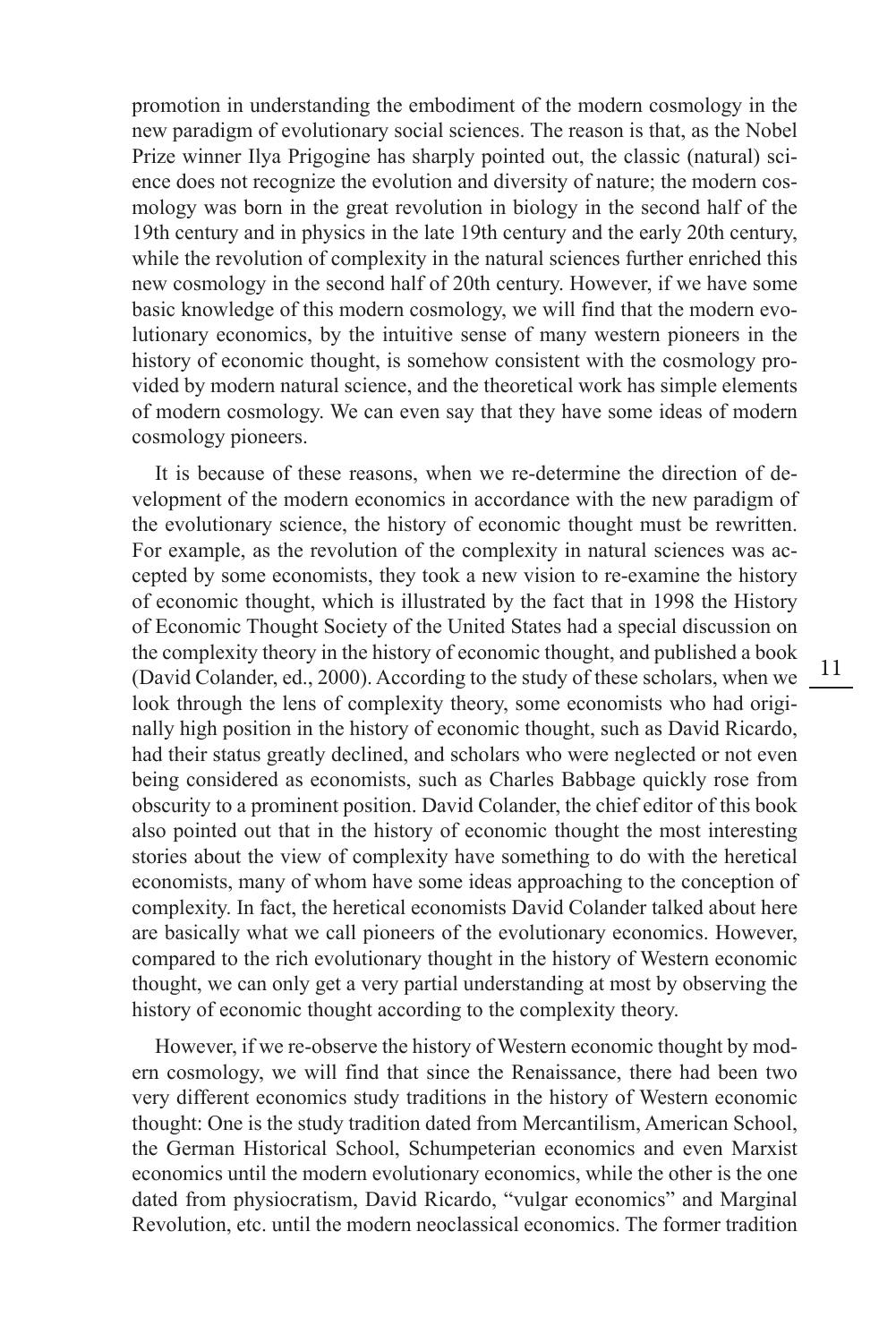promotion in understanding the embodiment of the modern cosmology in the new paradigm of evolutionary social sciences. The reason is that, as the Nobel Prize winner Ilya Prigogine has sharply pointed out, the classic (natural) science does not recognize the evolution and diversity of nature; the modern cosmology was born in the great revolution in biology in the second half of the 19th century and in physics in the late 19th century and the early 20th century, while the revolution of complexity in the natural sciences further enriched this new cosmology in the second half of 20th century. However, if we have some basic knowledge of this modern cosmology, we will find that the modern evolutionary economics, by the intuitive sense of many western pioneers in the history of economic thought, is somehow consistent with the cosmology provided by modern natural science, and the theoretical work has simple elements of modern cosmology. We can even say that they have some ideas of modern cosmology pioneers.

It is because of these reasons, when we re-determine the direction of development of the modern economics in accordance with the new paradigm of the evolutionary science, the history of economic thought must be rewritten. For example, as the revolution of the complexity in natural sciences was accepted by some economists, they took a new vision to re-examine the history of economic thought, which is illustrated by the fact that in 1998 the History of Economic Thought Society of the United States had a special discussion on the complexity theory in the history of economic thought, and published a book (David Colander, ed., 2000). According to the study of these scholars, when we look through the lens of complexity theory, some economists who had originally high position in the history of economic thought, such as David Ricardo, had their status greatly declined, and scholars who were neglected or not even being considered as economists, such as Charles Babbage quickly rose from obscurity to a prominent position. David Colander, the chief editor of this book also pointed out that in the history of economic thought the most interesting stories about the view of complexity have something to do with the heretical economists, many of whom have some ideas approaching to the conception of complexity. In fact, the heretical economists David Colander talked about here are basically what we call pioneers of the evolutionary economics. However, compared to the rich evolutionary thought in the history of Western economic thought, we can only get a very partial understanding at most by observing the history of economic thought according to the complexity theory.

However, if we re-observe the history of Western economic thought by modern cosmology, we will find that since the Renaissance, there had been two very different economics study traditions in the history of Western economic thought: One is the study tradition dated from Mercantilism, American School, the German Historical School, Schumpeterian economics and even Marxist economics until the modern evolutionary economics, while the other is the one dated from physiocratism, David Ricardo, "vulgar economics" and Marginal Revolution, etc. until the modern neoclassical economics. The former tradition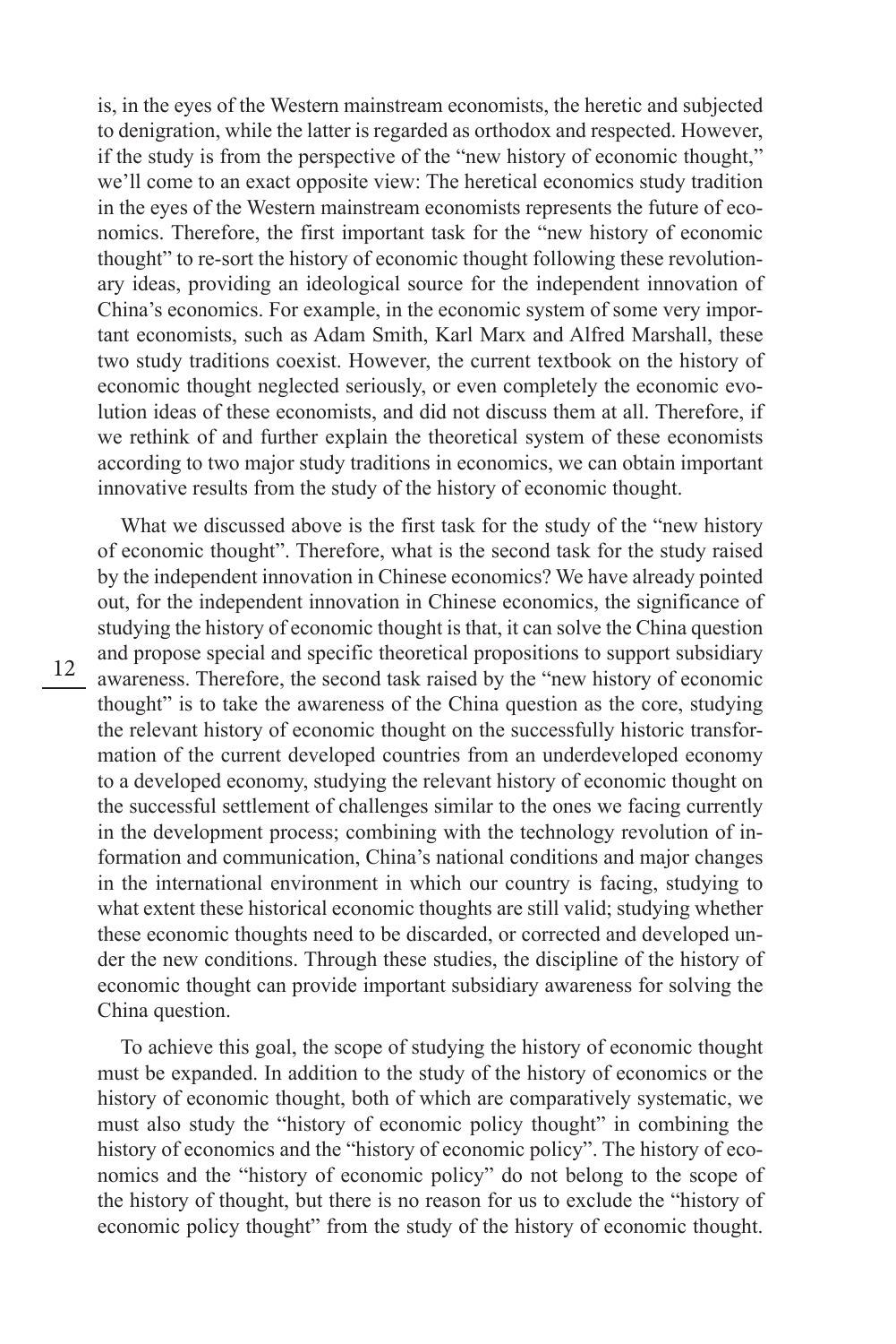is, in the eyes of the Western mainstream economists, the heretic and subjected to denigration, while the latter is regarded as orthodox and respected. However, if the study is from the perspective of the "new history of economic thought," we'll come to an exact opposite view: The heretical economics study tradition in the eyes of the Western mainstream economists represents the future of economics. Therefore, the first important task for the "new history of economic thought" to re-sort the history of economic thought following these revolutionary ideas, providing an ideological source for the independent innovation of China's economics. For example, in the economic system of some very important economists, such as Adam Smith, Karl Marx and Alfred Marshall, these two study traditions coexist. However, the current textbook on the history of economic thought neglected seriously, or even completely the economic evolution ideas of these economists, and did not discuss them at all. Therefore, if we rethink of and further explain the theoretical system of these economists according to two major study traditions in economics, we can obtain important innovative results from the study of the history of economic thought.

What we discussed above is the first task for the study of the "new history of economic thought". Therefore, what is the second task for the study raised by the independent innovation in Chinese economics? We have already pointed out, for the independent innovation in Chinese economics, the significance of studying the history of economic thought is that, it can solve the China question and propose special and specific theoretical propositions to support subsidiary awareness. Therefore, the second task raised by the "new history of economic thought" is to take the awareness of the China question as the core, studying the relevant history of economic thought on the successfully historic transformation of the current developed countries from an underdeveloped economy to a developed economy, studying the relevant history of economic thought on the successful settlement of challenges similar to the ones we facing currently in the development process; combining with the technology revolution of information and communication, China's national conditions and major changes in the international environment in which our country is facing, studying to what extent these historical economic thoughts are still valid; studying whether these economic thoughts need to be discarded, or corrected and developed under the new conditions. Through these studies, the discipline of the history of economic thought can provide important subsidiary awareness for solving the China question.

To achieve this goal, the scope of studying the history of economic thought must be expanded. In addition to the study of the history of economics or the history of economic thought, both of which are comparatively systematic, we must also study the "history of economic policy thought" in combining the history of economics and the "history of economic policy". The history of economics and the "history of economic policy" do not belong to the scope of the history of thought, but there is no reason for us to exclude the "history of economic policy thought" from the study of the history of economic thought.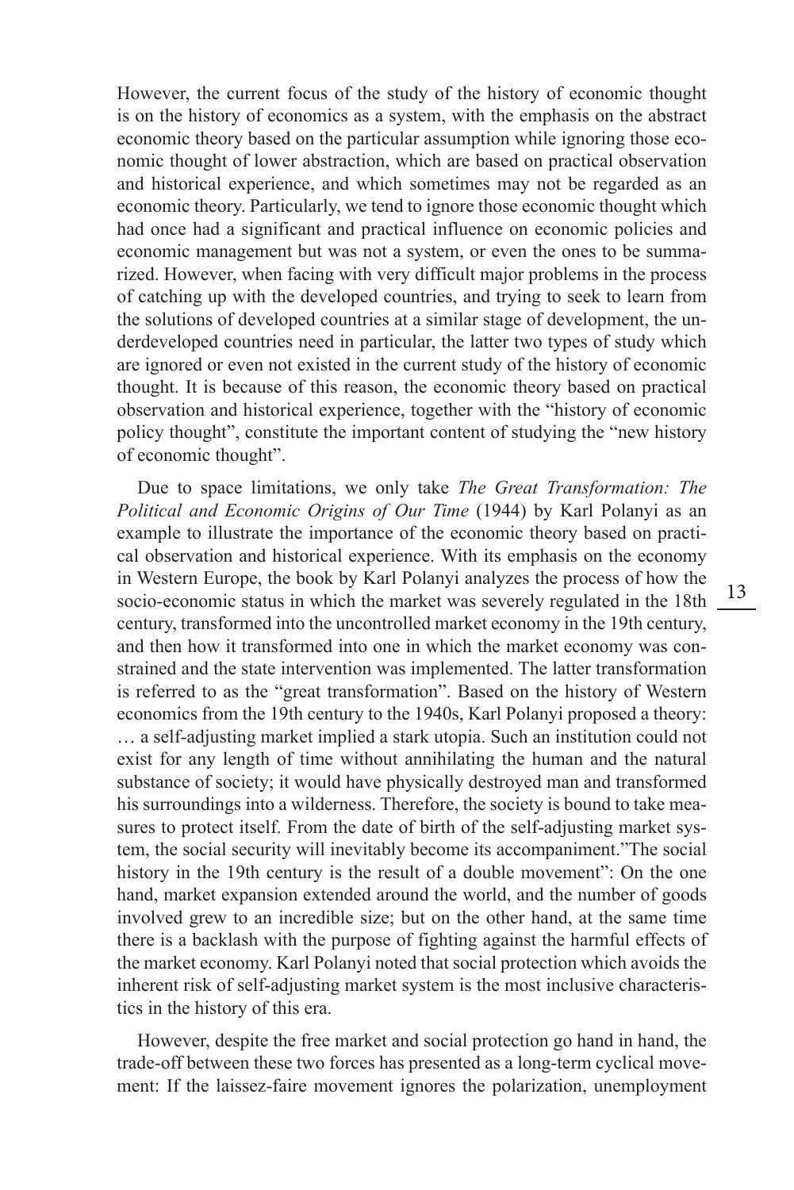However, the current focus of the study of the history of economic thought is on the history of economics as a system, with the emphasis on the abstract economic theory based on the particular assumption while ignoring those economic thought of lower abstraction, which are based on practical observation and historical experience, and which sometimes may not be regarded as an economic theory. Particularly, we tend to ignore those economic thought which had once had a significant and practical influence on economic policies and economic management but was not a system, or even the ones to be summarized. However, when facing with very difficult major problems in the process of catching up with the developed countries, and trying to seek to learn from the solutions of developed countries at a similar stage of development, the underdeveloped countries need in particular, the latter two types of study which are ignored or even not existed in the current study of the history of economic thought. It is because of this reason, the economic theory based on practical observation and historical experience, together with the "history of economic policy thought", constitute the important content of studying the "new history of economic thought".

Due to space limitations, we only take *The Great Transformation: The Political and Economic Origins of Our Time* (1944) by Karl Polanyi as an example to illustrate the importance of the economic theory based on practical observation and historical experience. With its emphasis on the economy in Western Europe, the book by Karl Polanyi analyzes the process of how the socio-economic status in which the market was severely regulated in the 18th century, transformed into the uncontrolled market economy in the 19th century, and then how it transformed into one in which the market economy was constrained and the state intervention was implemented. The latter transformation is referred to as the "great transformation". Based on the history of Western economics from the 19th century to the 1940s, Karl Polanyi proposed a theory: … a self-adjusting market implied a stark utopia. Such an institution could not exist for any length of time without annihilating the human and the natural substance of society; it would have physically destroyed man and transformed his surroundings into a wilderness. Therefore, the society is bound to take measures to protect itself. From the date of birth of the self-adjusting market system, the social security will inevitably become its accompaniment."The social history in the 19th century is the result of a double movement": On the one hand, market expansion extended around the world, and the number of goods involved grew to an incredible size; but on the other hand, at the same time there is a backlash with the purpose of fighting against the harmful effects of the market economy. Karl Polanyi noted that social protection which avoids the inherent risk of self-adjusting market system is the most inclusive characteristics in the history of this era.

However, despite the free market and social protection go hand in hand, the trade-off between these two forces has presented as a long-term cyclical movement: If the laissez-faire movement ignores the polarization, unemployment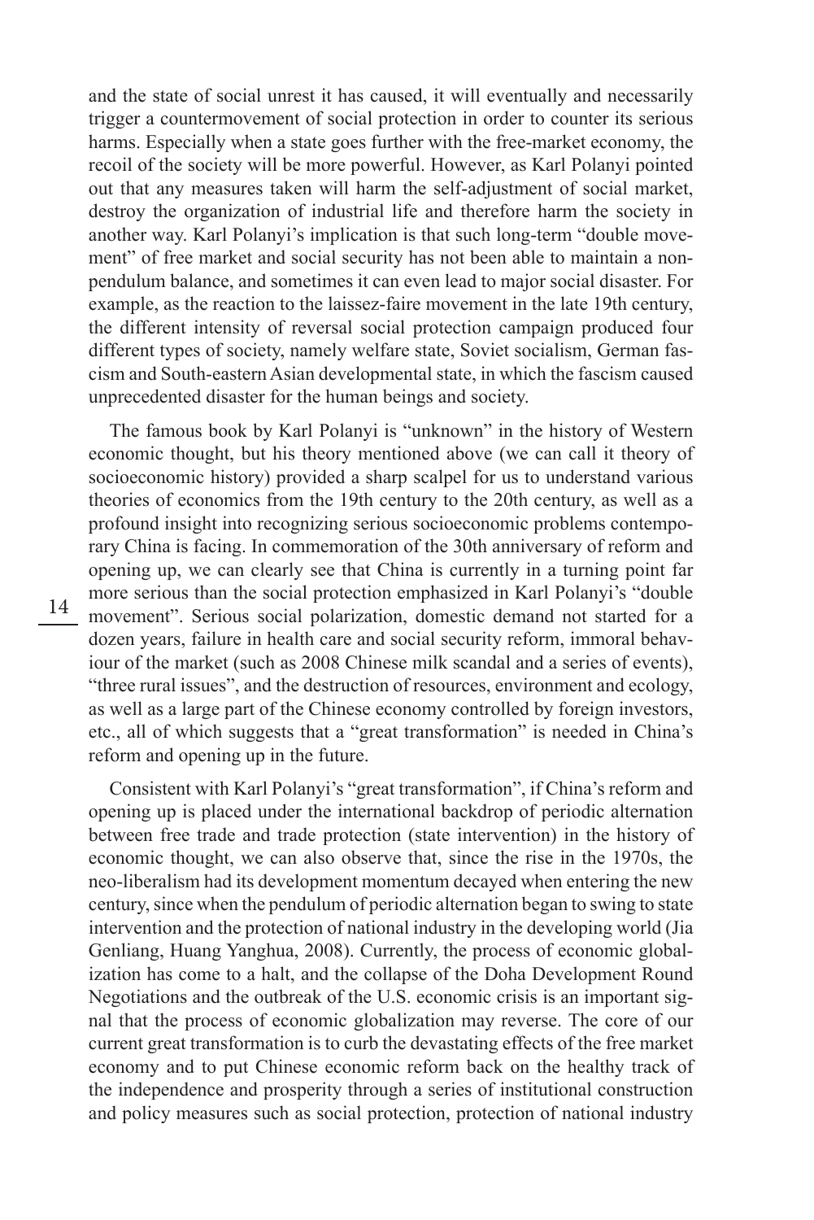and the state of social unrest it has caused, it will eventually and necessarily trigger a countermovement of social protection in order to counter its serious harms. Especially when a state goes further with the free-market economy, the recoil of the society will be more powerful. However, as Karl Polanyi pointed out that any measures taken will harm the self-adjustment of social market, destroy the organization of industrial life and therefore harm the society in another way. Karl Polanyi's implication is that such long-term "double movement" of free market and social security has not been able to maintain a non-pendulum balance, and sometimes it can even lead to major social disaster. For example, as the reaction to the laissez-faire movement in the late 19th century, the different intensity of reversal social protection campaign produced four different types of society, namely welfare state, Soviet socialism, German fascism and South-eastern Asian developmental state, in which the fascism caused unprecedented disaster for the human beings and society.

The famous book by Karl Polanyi is "unknown" in the history of Western economic thought, but his theory mentioned above (we can call it theory of socioeconomic history) provided a sharp scalpel for us to understand various theories of economics from the 19th century to the 20th century, as well as a profound insight into recognizing serious socioeconomic problems contemporary China is facing. In commemoration of the 30th anniversary of reform and opening up, we can clearly see that China is currently in a turning point far more serious than the social protection emphasized in Karl Polanyi's "double movement". Serious social polarization, domestic demand not started for a dozen years, failure in health care and social security reform, immoral behaviour of the market (such as 2008 Chinese milk scandal and a series of events), "three rural issues", and the destruction of resources, environment and ecology, as well as a large part of the Chinese economy controlled by foreign investors, etc., all of which suggests that a "great transformation" is needed in China's reform and opening up in the future.

Consistent with Karl Polanyi's "great transformation", if China's reform and opening up is placed under the international backdrop of periodic alternation between free trade and trade protection (state intervention) in the history of economic thought, we can also observe that, since the rise in the 1970s, the neo-liberalism had its development momentum decayed when entering the new century, since when the pendulum of periodic alternation began to swing to state intervention and the protection of national industry in the developing world (Jia Genliang, Huang Yanghua, 2008). Currently, the process of economic globalization has come to a halt, and the collapse of the Doha Development Round Negotiations and the outbreak of the U.S. economic crisis is an important signal that the process of economic globalization may reverse. The core of our current great transformation is to curb the devastating effects of the free market economy and to put Chinese economic reform back on the healthy track of the independence and prosperity through a series of institutional construction and policy measures such as social protection, protection of national industry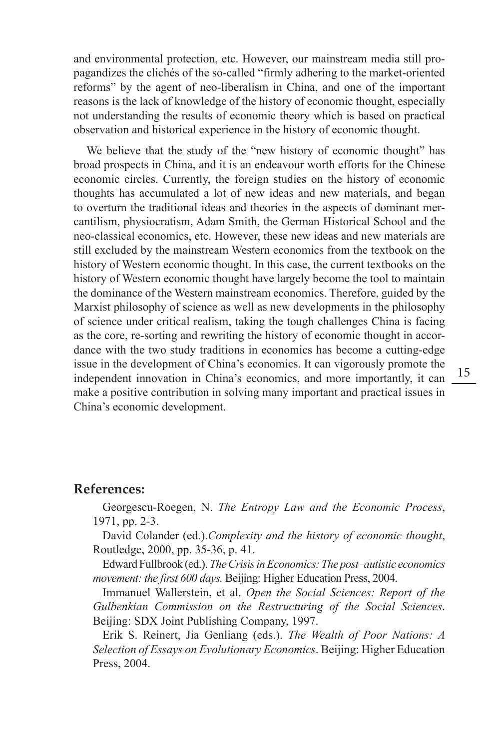and environmental protection, etc. However, our mainstream media still propagandizes the clichés of the so-called "firmly adhering to the market-oriented reforms" by the agent of neo-liberalism in China, and one of the important reasons is the lack of knowledge of the history of economic thought, especially not understanding the results of economic theory which is based on practical observation and historical experience in the history of economic thought.

We believe that the study of the "new history of economic thought" has broad prospects in China, and it is an endeavour worth efforts for the Chinese economic circles. Currently, the foreign studies on the history of economic thoughts has accumulated a lot of new ideas and new materials, and began to overturn the traditional ideas and theories in the aspects of dominant mercantilism, physiocratism, Adam Smith, the German Historical School and the neo-classical economics, etc. However, these new ideas and new materials are still excluded by the mainstream Western economics from the textbook on the history of Western economic thought. In this case, the current textbooks on the history of Western economic thought have largely become the tool to maintain the dominance of the Western mainstream economics. Therefore, guided by the Marxist philosophy of science as well as new developments in the philosophy of science under critical realism, taking the tough challenges China is facing as the core, re-sorting and rewriting the history of economic thought in accordance with the two study traditions in economics has become a cutting-edge issue in the development of China's economics. It can vigorously promote the independent innovation in China's economics, and more importantly, it can make a positive contribution in solving many important and practical issues in China's economic development.

## References:

Georgescu-Roegen, N. *The Entropy Law and the Economic Process*, 1971, pp. 2-3.

David Colander (ed.).*Complexity and the history of economic thought*, Routledge, 2000, pp. 35-36, p. 41.

Edward Fullbrook (ed.). *The Crisis in Economics: The post–autistic economics movement: the first 600 days.* Beijing: Higher Education Press, 2004.

Immanuel Wallerstein, et al. *Open the Social Sciences: Report of the Gulbenkian Commission on the Restructuring of the Social Sciences*. Beijing: SDX Joint Publishing Company, 1997.

Erik S. Reinert, Jia Genliang (eds.). *The Wealth of Poor Nations: A Selection of Essays on Evolutionary Economics*. Beijing: Higher Education Press, 2004.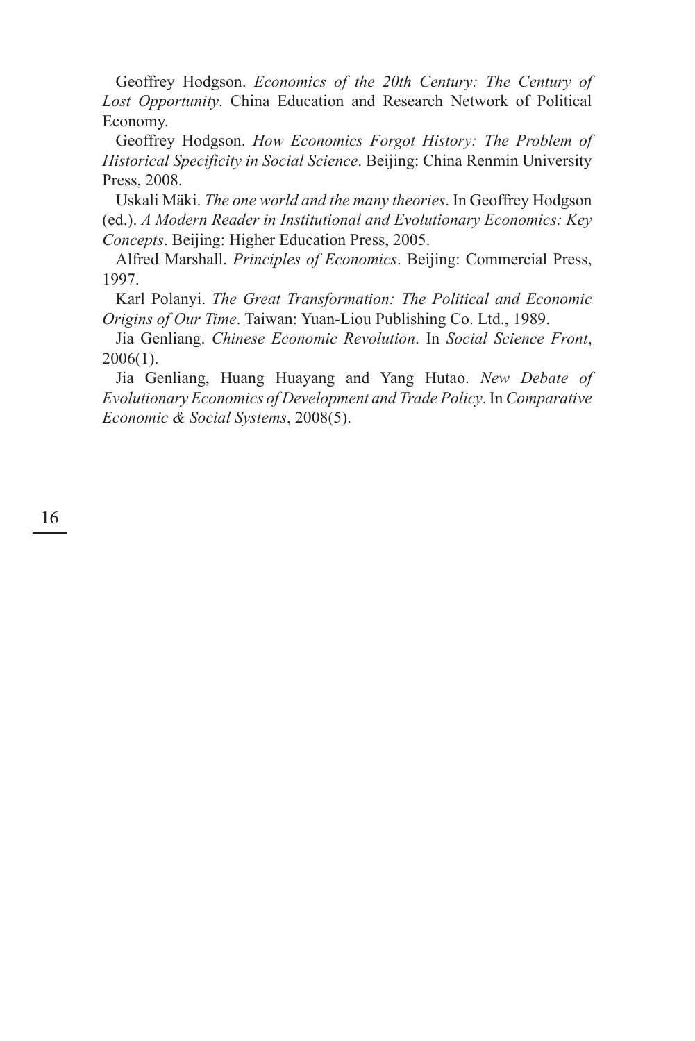Geoffrey Hodgson. *Economics of the 20th Century: The Century of Lost Opportunity*. China Education and Research Network of Political Economy.

Geoffrey Hodgson. *How Economics Forgot History: The Problem of Historical Specificity in Social Science*. Beijing: China Renmin University Press, 2008.

Uskali Mäki. *The one world and the many theories*. In Geoffrey Hodgson (ed.). *A Modern Reader in Institutional and Evolutionary Economics: Key Concepts*. Beijing: Higher Education Press, 2005.

Alfred Marshall. *Principles of Economics*. Beijing: Commercial Press, 1997.

Karl Polanyi. *The Great Transformation: The Political and Economic Origins of Our Time*. Taiwan: Yuan-Liou Publishing Co. Ltd., 1989.

Jia Genliang. *Chinese Economic Revolution*. In *Social Science Front*, 2006(1).

Jia Genliang, Huang Huayang and Yang Hutao. *New Debate of Evolutionary Economics of Development and Trade Policy*. In *Comparative Economic & Social Systems*, 2008(5).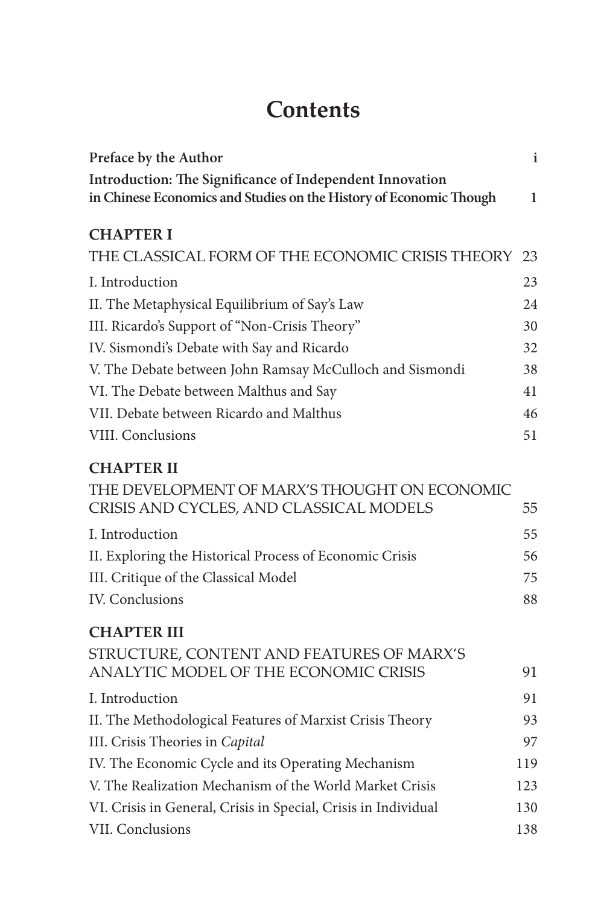# Contents

| | |
|---|---|
| **Preface by the Author** | **i** |
| **Introduction: The Significance of Independent Innovation in Chinese Economics and Studies on the History of Economic Though** | **1** |

## CHAPTER I

| | |
|---|---|
| THE CLASSICAL FORM OF THE ECONOMIC CRISIS THEORY | 23 |
| I. Introduction | 23 |
| II. The Metaphysical Equilibrium of Say's Law | 24 |
| III. Ricardo's Support of "Non-Crisis Theory" | 30 |
| IV. Sismondi's Debate with Say and Ricardo | 32 |
| V. The Debate between John Ramsay McCulloch and Sismondi | 38 |
| VI. The Debate between Malthus and Say | 41 |
| VII. Debate between Ricardo and Malthus | 46 |
| VIII. Conclusions | 51 |

## CHAPTER II

| | |
|---|---|
| THE DEVELOPMENT OF MARX'S THOUGHT ON ECONOMIC CRISIS AND CYCLES, AND CLASSICAL MODELS | 55 |
| I. Introduction | 55 |
| II. Exploring the Historical Process of Economic Crisis | 56 |
| III. Critique of the Classical Model | 75 |
| IV. Conclusions | 88 |

## CHAPTER III

| | |
|---|---|
| STRUCTURE, CONTENT AND FEATURES OF MARX'S ANALYTIC MODEL OF THE ECONOMIC CRISIS | 91 |
| I. Introduction | 91 |
| II. The Methodological Features of Marxist Crisis Theory | 93 |
| III. Crisis Theories in *Capital* | 97 |
| IV. The Economic Cycle and its Operating Mechanism | 119 |
| V. The Realization Mechanism of the World Market Crisis | 123 |
| VI. Crisis in General, Crisis in Special, Crisis in Individual | 130 |
| VII. Conclusions | 138 |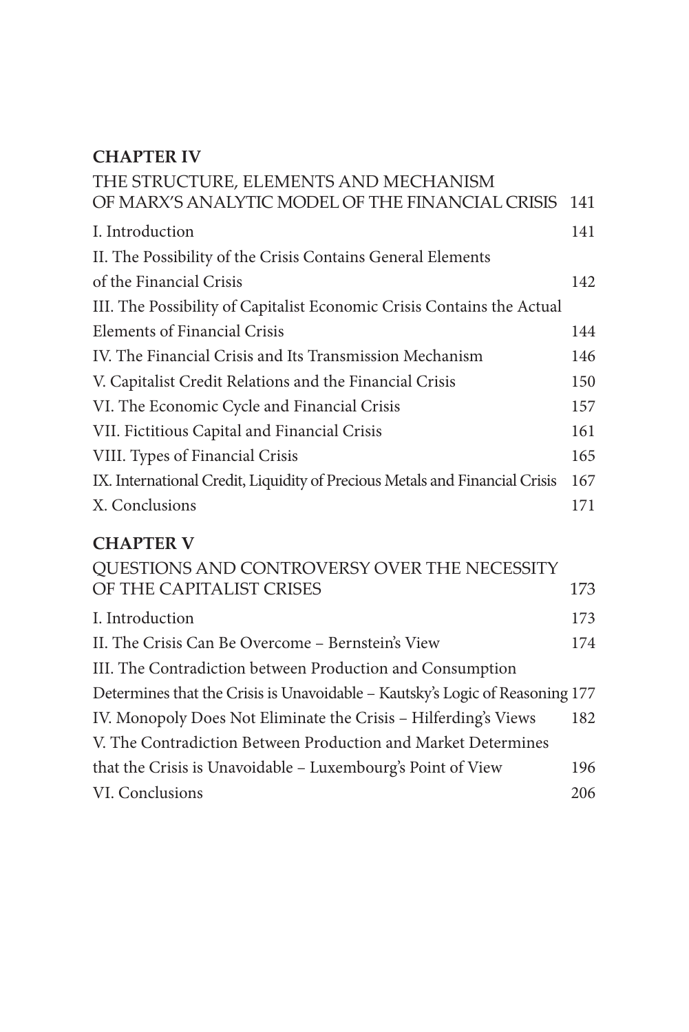**CHAPTER IV**

THE STRUCTURE, ELEMENTS AND MECHANISM OF MARX'S ANALYTIC MODEL OF THE FINANCIAL CRISIS 141

I. Introduction 141

II. The Possibility of the Crisis Contains General Elements of the Financial Crisis 142

III. The Possibility of Capitalist Economic Crisis Contains the Actual Elements of Financial Crisis 144

IV. The Financial Crisis and Its Transmission Mechanism 146

V. Capitalist Credit Relations and the Financial Crisis 150

VI. The Economic Cycle and Financial Crisis 157

VII. Fictitious Capital and Financial Crisis 161

VIII. Types of Financial Crisis 165

IX. International Credit, Liquidity of Precious Metals and Financial Crisis 167

X. Conclusions 171

**CHAPTER V**

QUESTIONS AND CONTROVERSY OVER THE NECESSITY OF THE CAPITALIST CRISES 173

I. Introduction 173

II. The Crisis Can Be Overcome – Bernstein's View 174

III. The Contradiction between Production and Consumption Determines that the Crisis is Unavoidable – Kautsky's Logic of Reasoning 177

IV. Monopoly Does Not Eliminate the Crisis – Hilferding's Views 182

V. The Contradiction Between Production and Market Determines that the Crisis is Unavoidable – Luxembourg's Point of View 196

VI. Conclusions 206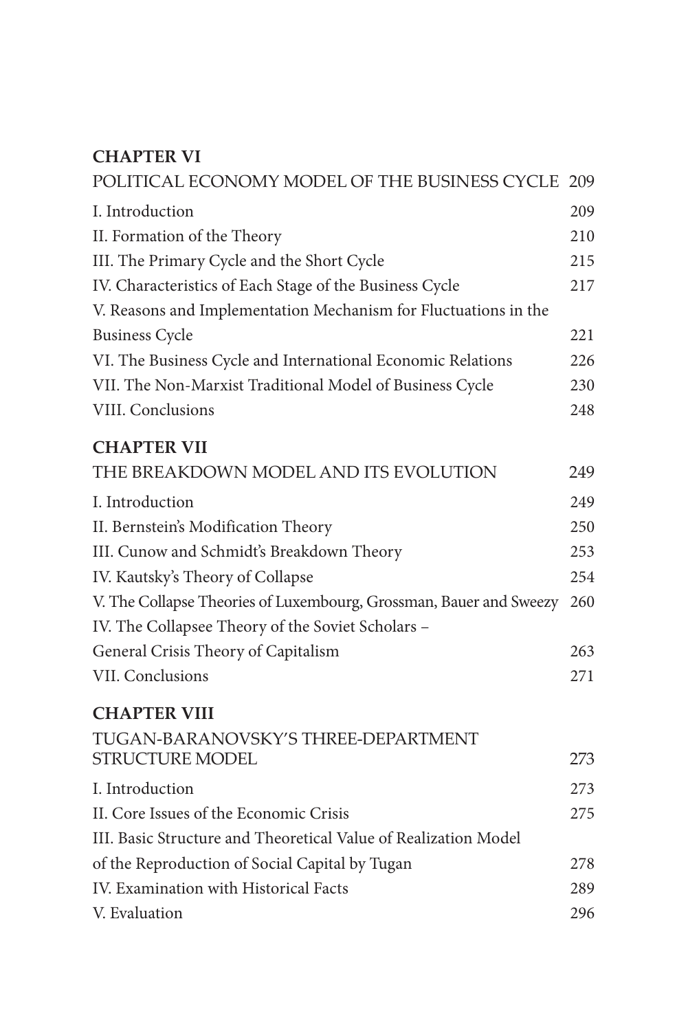**CHAPTER VI**

POLITICAL ECONOMY MODEL OF THE BUSINESS CYCLE 209

I. Introduction 209

II. Formation of the Theory 210

III. The Primary Cycle and the Short Cycle 215

IV. Characteristics of Each Stage of the Business Cycle 217

V. Reasons and Implementation Mechanism for Fluctuations in the Business Cycle 221

VI. The Business Cycle and International Economic Relations 226

VII. The Non-Marxist Traditional Model of Business Cycle 230

VIII. Conclusions 248

**CHAPTER VII**

THE BREAKDOWN MODEL AND ITS EVOLUTION 249

I. Introduction 249

II. Bernstein's Modification Theory 250

III. Cunow and Schmidt's Breakdown Theory 253

IV. Kautsky's Theory of Collapse 254

V. The Collapse Theories of Luxembourg, Grossman, Bauer and Sweezy 260

IV. The Collapsee Theory of the Soviet Scholars – General Crisis Theory of Capitalism 263

VII. Conclusions 271

**CHAPTER VIII**

TUGAN-BARANOVSKY'S THREE-DEPARTMENT STRUCTURE MODEL 273

I. Introduction 273

II. Core Issues of the Economic Crisis 275

III. Basic Structure and Theoretical Value of Realization Model of the Reproduction of Social Capital by Tugan 278

IV. Examination with Historical Facts 289

V. Evaluation 296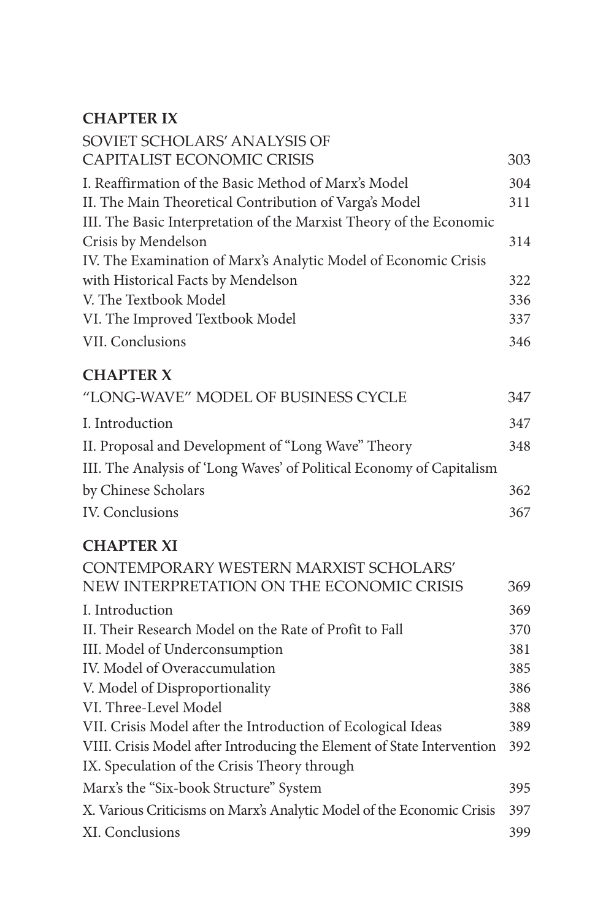**CHAPTER IX**

SOVIET SCHOLARS' ANALYSIS OF CAPITALIST ECONOMIC CRISIS 303

I. Reaffirmation of the Basic Method of Marx's Model 304
II. The Main Theoretical Contribution of Varga's Model 311
III. The Basic Interpretation of the Marxist Theory of the Economic Crisis by Mendelson 314
IV. The Examination of Marx's Analytic Model of Economic Crisis with Historical Facts by Mendelson 322
V. The Textbook Model 336
VI. The Improved Textbook Model 337
VII. Conclusions 346

**CHAPTER X**

"LONG-WAVE" MODEL OF BUSINESS CYCLE 347

I. Introduction 347
II. Proposal and Development of "Long Wave" Theory 348
III. The Analysis of 'Long Waves' of Political Economy of Capitalism by Chinese Scholars 362
IV. Conclusions 367

**CHAPTER XI**

CONTEMPORARY WESTERN MARXIST SCHOLARS' NEW INTERPRETATION ON THE ECONOMIC CRISIS 369

I. Introduction 369
II. Their Research Model on the Rate of Profit to Fall 370
III. Model of Underconsumption 381
IV. Model of Overaccumulation 385
V. Model of Disproportionality 386
VI. Three-Level Model 388
VII. Crisis Model after the Introduction of Ecological Ideas 389
VIII. Crisis Model after Introducing the Element of State Intervention 392
IX. Speculation of the Crisis Theory through Marx's the "Six-book Structure" System 395
X. Various Criticisms on Marx's Analytic Model of the Economic Crisis 397
XI. Conclusions 399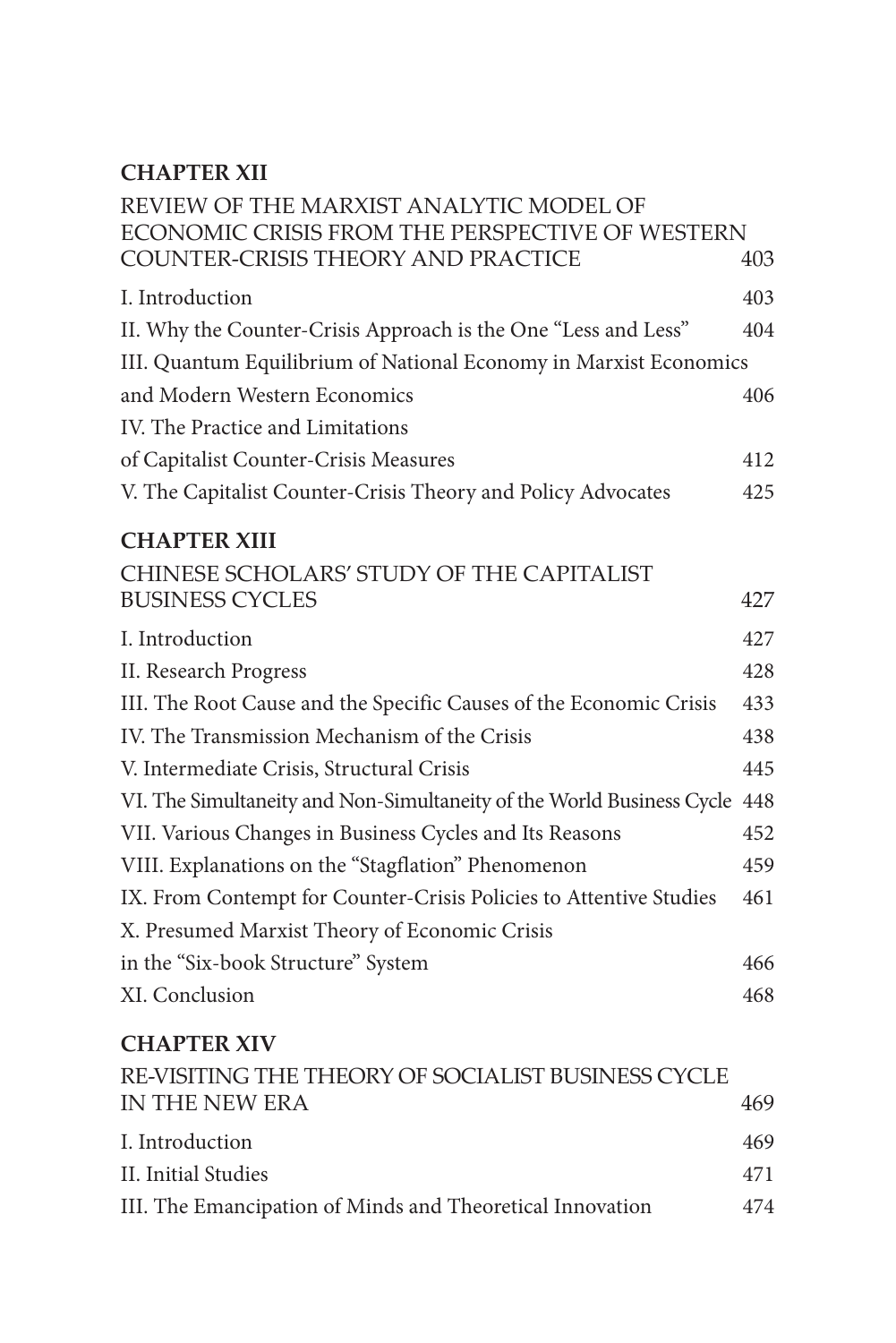**CHAPTER XII**

REVIEW OF THE MARXIST ANALYTIC MODEL OF ECONOMIC CRISIS FROM THE PERSPECTIVE OF WESTERN COUNTER-CRISIS THEORY AND PRACTICE 403

I. Introduction 403

II. Why the Counter-Crisis Approach is the One "Less and Less" 404

III. Quantum Equilibrium of National Economy in Marxist Economics and Modern Western Economics 406

IV. The Practice and Limitations of Capitalist Counter-Crisis Measures 412

V. The Capitalist Counter-Crisis Theory and Policy Advocates 425

**CHAPTER XIII**

CHINESE SCHOLARS' STUDY OF THE CAPITALIST BUSINESS CYCLES 427

I. Introduction 427

II. Research Progress 428

III. The Root Cause and the Specific Causes of the Economic Crisis 433

IV. The Transmission Mechanism of the Crisis 438

V. Intermediate Crisis, Structural Crisis 445

VI. The Simultaneity and Non-Simultaneity of the World Business Cycle 448

VII. Various Changes in Business Cycles and Its Reasons 452

VIII. Explanations on the "Stagflation" Phenomenon 459

IX. From Contempt for Counter-Crisis Policies to Attentive Studies 461

X. Presumed Marxist Theory of Economic Crisis in the "Six-book Structure" System 466

XI. Conclusion 468

**CHAPTER XIV**

RE-VISITING THE THEORY OF SOCIALIST BUSINESS CYCLE IN THE NEW ERA 469

I. Introduction 469

II. Initial Studies 471

III. The Emancipation of Minds and Theoretical Innovation 474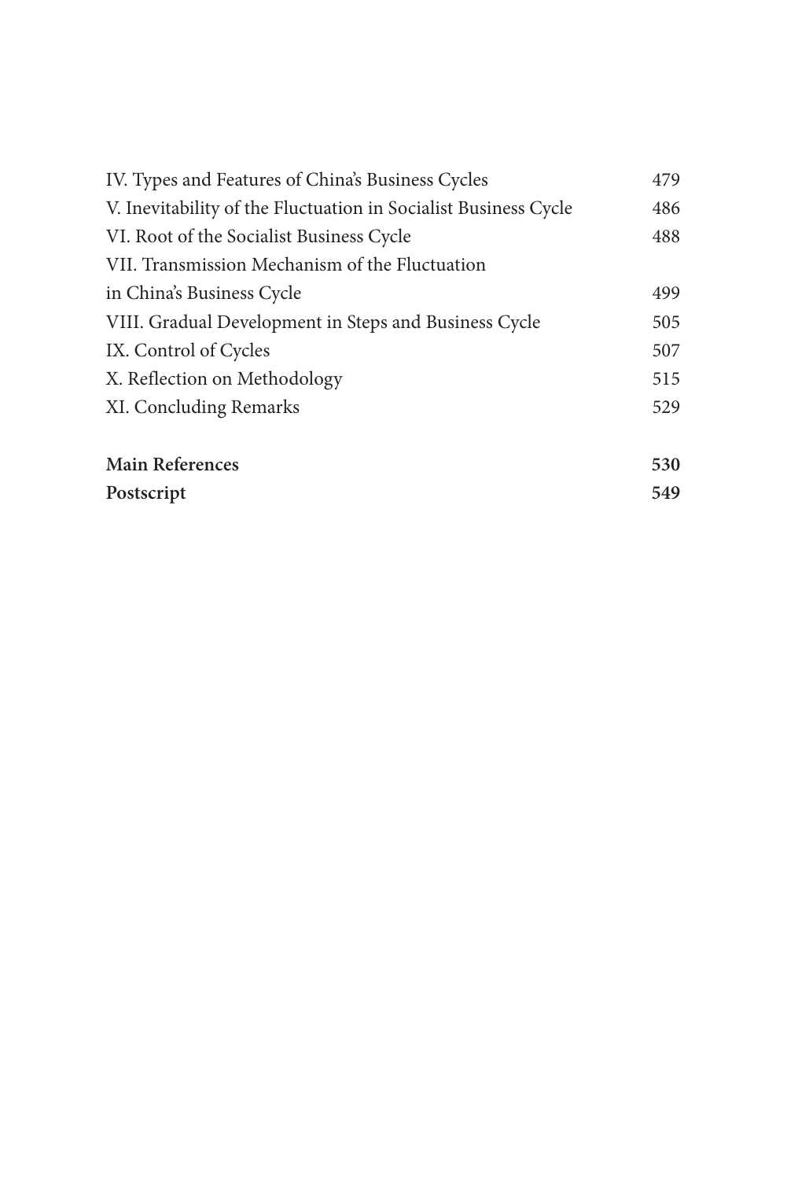IV. Types and Features of China's Business Cycles 479

V. Inevitability of the Fluctuation in Socialist Business Cycle 486

VI. Root of the Socialist Business Cycle 488

VII. Transmission Mechanism of the Fluctuation in China's Business Cycle 499

VIII. Gradual Development in Steps and Business Cycle 505

IX. Control of Cycles 507

X. Reflection on Methodology 515

XI. Concluding Remarks 529

**Main References 530**

**Postscript 549**